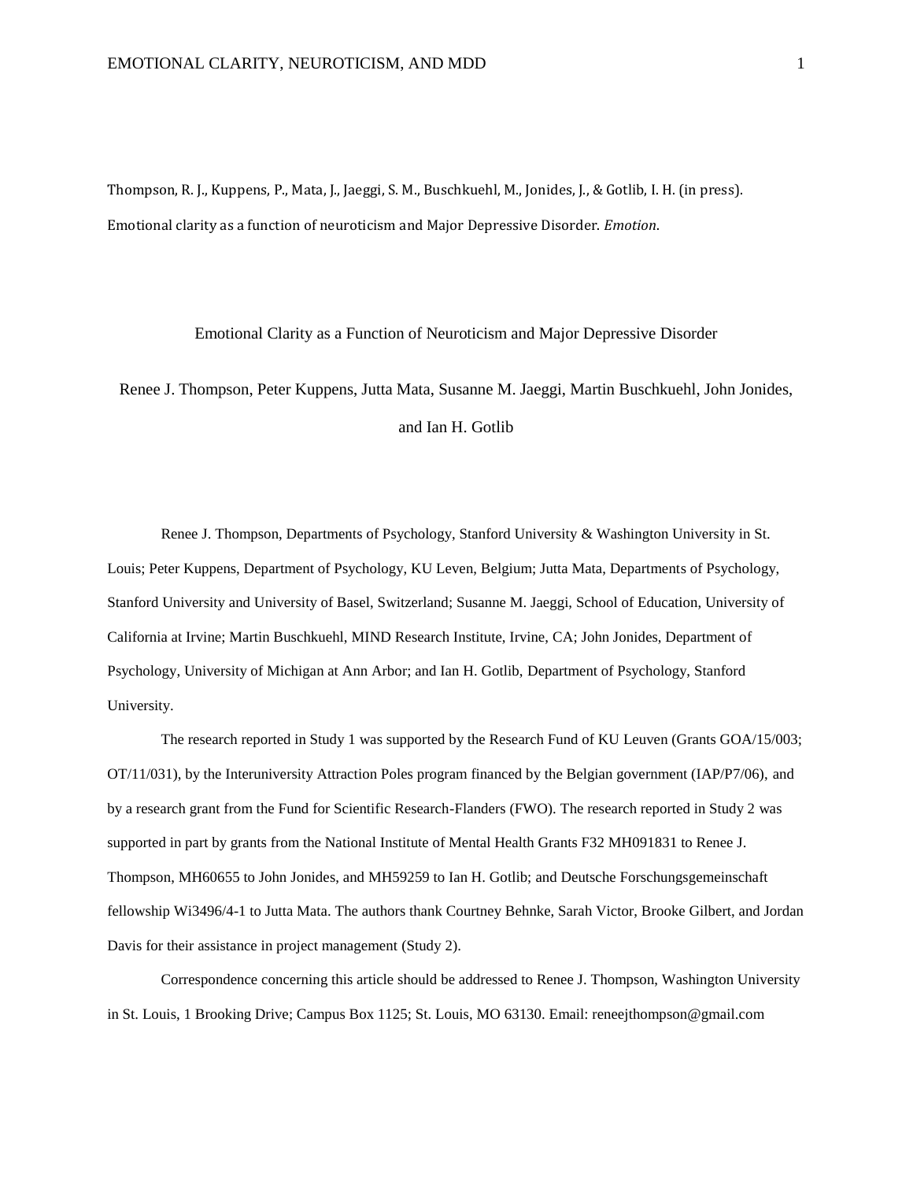Thompson, R. J., Kuppens, P., Mata, J., Jaeggi, S. M., Buschkuehl, M., Jonides, J., & Gotlib, I. H. (in press). Emotional clarity as a function of neuroticism and Major Depressive Disorder. *Emotion*.

# Emotional Clarity as a Function of Neuroticism and Major Depressive Disorder

Renee J. Thompson, Peter Kuppens, Jutta Mata, Susanne M. Jaeggi, Martin Buschkuehl, John Jonides, and Ian H. Gotlib

Renee J. Thompson, Departments of Psychology, Stanford University & Washington University in St. Louis; Peter Kuppens, Department of Psychology, KU Leven, Belgium; Jutta Mata, Departments of Psychology, Stanford University and University of Basel, Switzerland; Susanne M. Jaeggi, School of Education, University of California at Irvine; Martin Buschkuehl, MIND Research Institute, Irvine, CA; John Jonides, Department of Psychology, University of Michigan at Ann Arbor; and Ian H. Gotlib, Department of Psychology, Stanford University.

The research reported in Study 1 was supported by the Research Fund of KU Leuven (Grants GOA/15/003; OT/11/031), by the Interuniversity Attraction Poles program financed by the Belgian government (IAP/P7/06), and by a research grant from the Fund for Scientific Research-Flanders (FWO). The research reported in Study 2 was supported in part by grants from the National Institute of Mental Health Grants F32 MH091831 to Renee J. Thompson, MH60655 to John Jonides, and MH59259 to Ian H. Gotlib; and Deutsche Forschungsgemeinschaft fellowship Wi3496/4-1 to Jutta Mata. The authors thank Courtney Behnke, Sarah Victor, Brooke Gilbert, and Jordan Davis for their assistance in project management (Study 2).

Correspondence concerning this article should be addressed to Renee J. Thompson, Washington University in St. Louis, 1 Brooking Drive; Campus Box 1125; St. Louis, MO 63130. Email: reneejthompson@gmail.com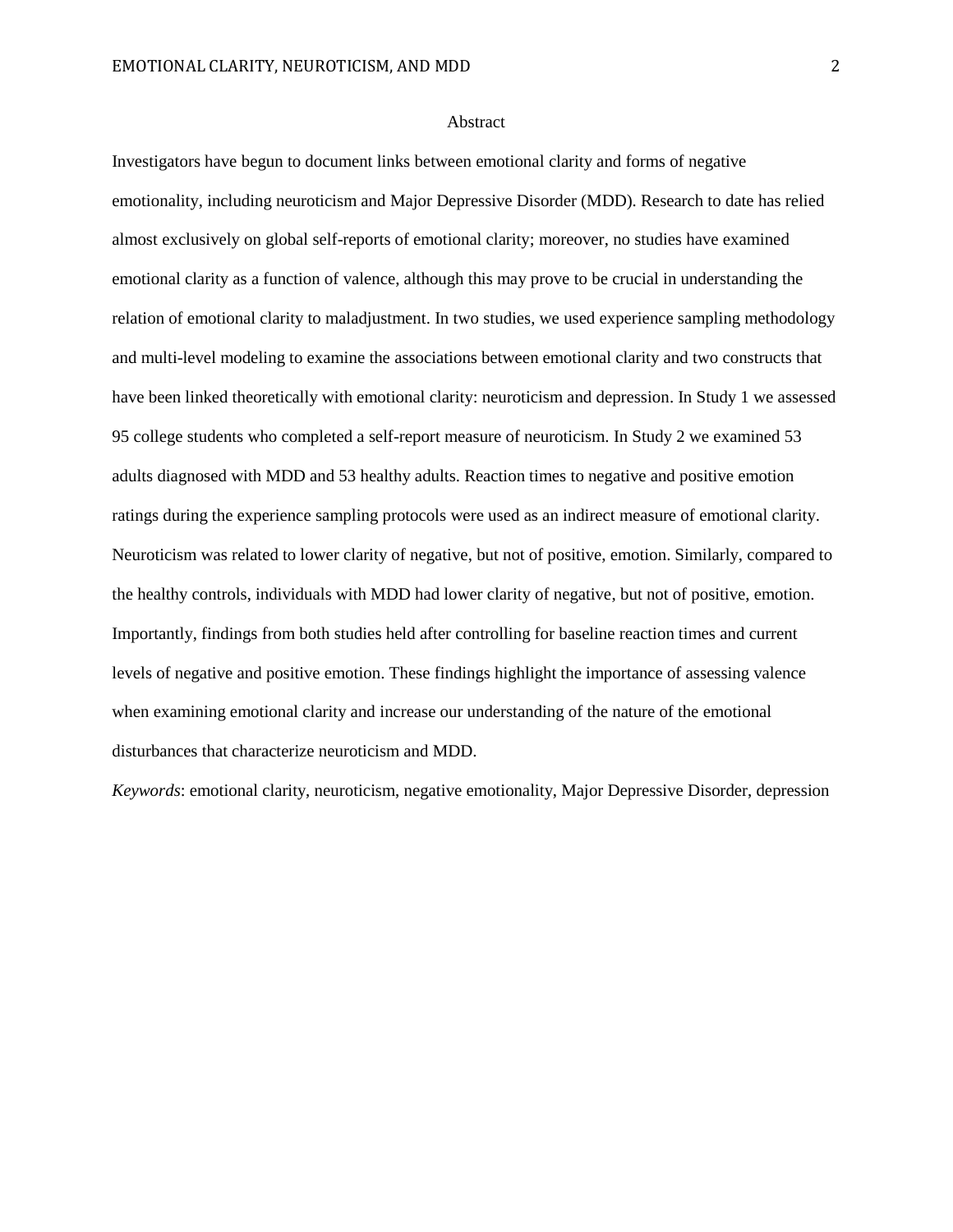# Abstract

Investigators have begun to document links between emotional clarity and forms of negative emotionality, including neuroticism and Major Depressive Disorder (MDD). Research to date has relied almost exclusively on global self-reports of emotional clarity; moreover, no studies have examined emotional clarity as a function of valence, although this may prove to be crucial in understanding the relation of emotional clarity to maladjustment. In two studies, we used experience sampling methodology and multi-level modeling to examine the associations between emotional clarity and two constructs that have been linked theoretically with emotional clarity: neuroticism and depression. In Study 1 we assessed 95 college students who completed a self-report measure of neuroticism. In Study 2 we examined 53 adults diagnosed with MDD and 53 healthy adults. Reaction times to negative and positive emotion ratings during the experience sampling protocols were used as an indirect measure of emotional clarity. Neuroticism was related to lower clarity of negative, but not of positive, emotion. Similarly, compared to the healthy controls, individuals with MDD had lower clarity of negative, but not of positive, emotion. Importantly, findings from both studies held after controlling for baseline reaction times and current levels of negative and positive emotion. These findings highlight the importance of assessing valence when examining emotional clarity and increase our understanding of the nature of the emotional disturbances that characterize neuroticism and MDD.

*Keywords*: emotional clarity, neuroticism, negative emotionality, Major Depressive Disorder, depression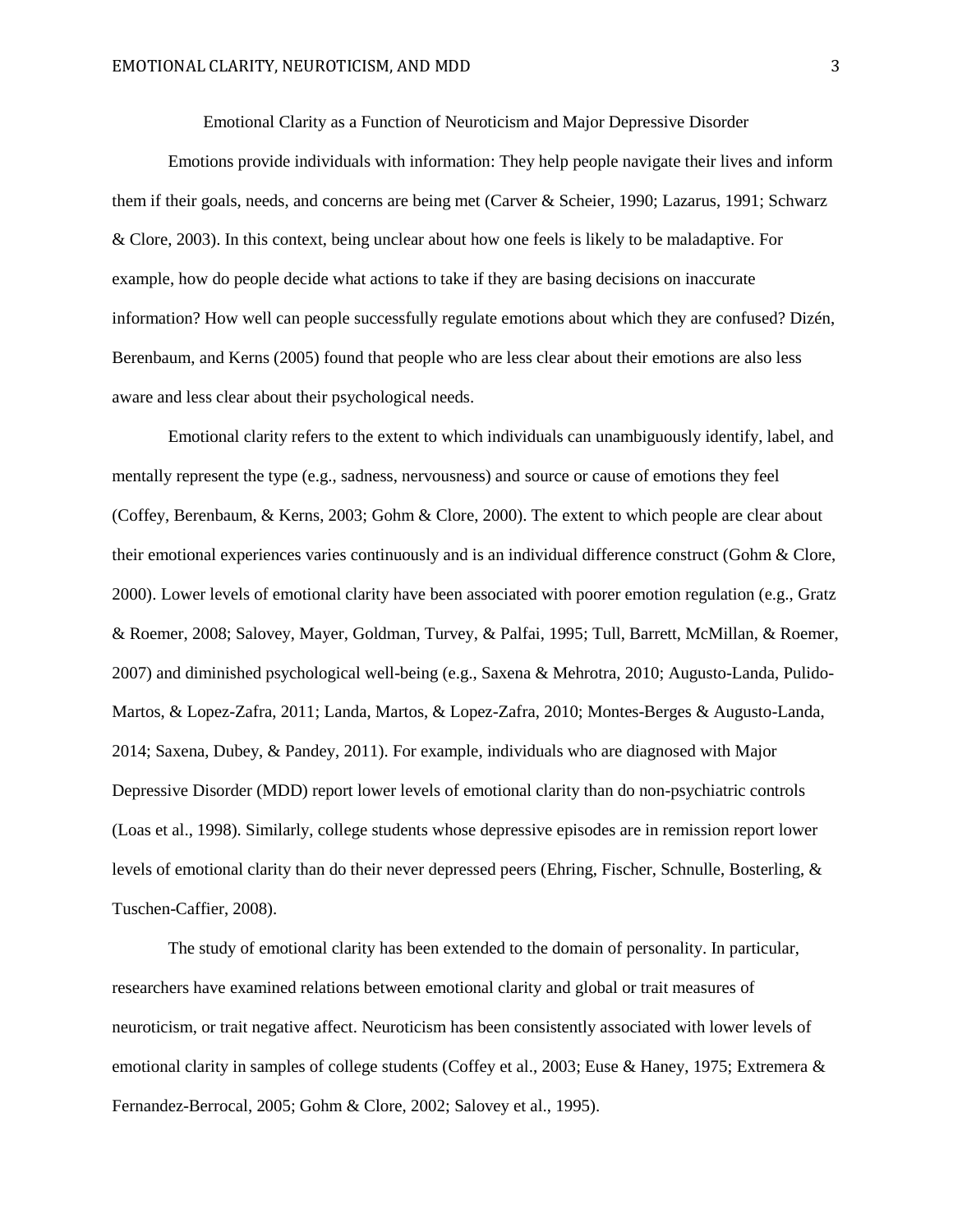# Emotional Clarity as a Function of Neuroticism and Major Depressive Disorder

Emotions provide individuals with information: They help people navigate their lives and inform them if their goals, needs, and concerns are being met (Carver & Scheier, 1990; Lazarus, 1991; Schwarz & Clore, 2003). In this context, being unclear about how one feels is likely to be maladaptive. For example, how do people decide what actions to take if they are basing decisions on inaccurate information? How well can people successfully regulate emotions about which they are confused? Dizén, Berenbaum, and Kerns (2005) found that people who are less clear about their emotions are also less aware and less clear about their psychological needs.

Emotional clarity refers to the extent to which individuals can unambiguously identify, label, and mentally represent the type (e.g., sadness, nervousness) and source or cause of emotions they feel (Coffey, Berenbaum, & Kerns, 2003; Gohm & Clore, 2000). The extent to which people are clear about their emotional experiences varies continuously and is an individual difference construct (Gohm & Clore, 2000). Lower levels of emotional clarity have been associated with poorer emotion regulation (e.g., Gratz & Roemer, 2008; Salovey, Mayer, Goldman, Turvey, & Palfai, 1995; Tull, Barrett, McMillan, & Roemer, 2007) and diminished psychological well-being (e.g., Saxena & Mehrotra, 2010; Augusto-Landa, Pulido-Martos, & Lopez-Zafra, 2011; Landa, Martos, & Lopez-Zafra, 2010; Montes-Berges & Augusto-Landa, 2014; Saxena, Dubey, & Pandey, 2011). For example, individuals who are diagnosed with Major Depressive Disorder (MDD) report lower levels of emotional clarity than do non-psychiatric controls (Loas et al., 1998). Similarly, college students whose depressive episodes are in remission report lower levels of emotional clarity than do their never depressed peers (Ehring, Fischer, Schnulle, Bosterling, & Tuschen-Caffier, 2008).

The study of emotional clarity has been extended to the domain of personality. In particular, researchers have examined relations between emotional clarity and global or trait measures of neuroticism, or trait negative affect. Neuroticism has been consistently associated with lower levels of emotional clarity in samples of college students (Coffey et al., 2003; Euse & Haney, 1975; Extremera & Fernandez-Berrocal, 2005; Gohm & Clore, 2002; Salovey et al., 1995).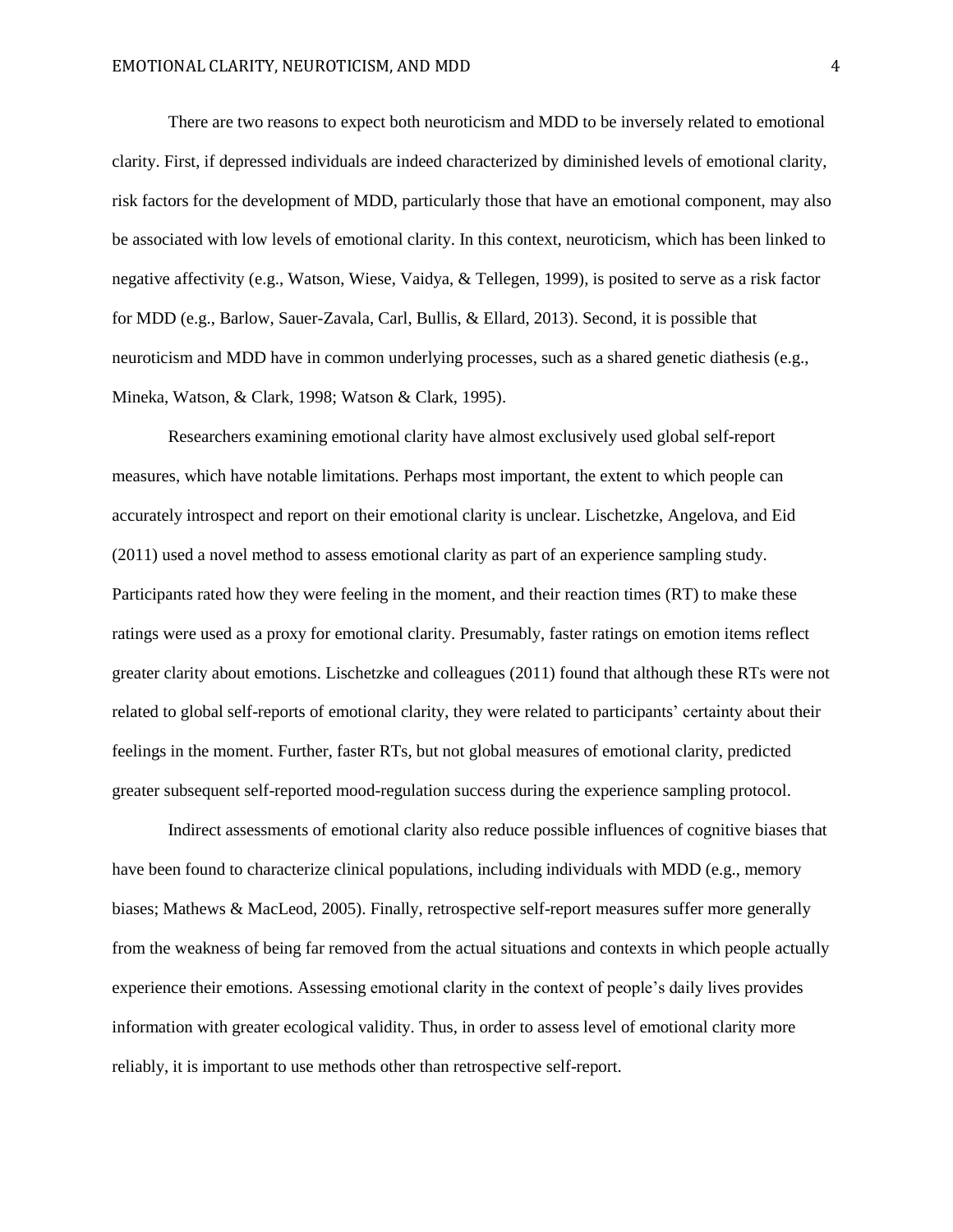There are two reasons to expect both neuroticism and MDD to be inversely related to emotional clarity. First, if depressed individuals are indeed characterized by diminished levels of emotional clarity, risk factors for the development of MDD, particularly those that have an emotional component, may also be associated with low levels of emotional clarity. In this context, neuroticism, which has been linked to negative affectivity (e.g., Watson, Wiese, Vaidya, & Tellegen, 1999), is posited to serve as a risk factor for MDD (e.g., Barlow, Sauer-Zavala, Carl, Bullis, & Ellard, 2013). Second, it is possible that neuroticism and MDD have in common underlying processes, such as a shared genetic diathesis (e.g., Mineka, Watson, & Clark, 1998; Watson & Clark, 1995).

Researchers examining emotional clarity have almost exclusively used global self-report measures, which have notable limitations. Perhaps most important, the extent to which people can accurately introspect and report on their emotional clarity is unclear. Lischetzke, Angelova, and Eid (2011) used a novel method to assess emotional clarity as part of an experience sampling study. Participants rated how they were feeling in the moment, and their reaction times (RT) to make these ratings were used as a proxy for emotional clarity. Presumably, faster ratings on emotion items reflect greater clarity about emotions. Lischetzke and colleagues (2011) found that although these RTs were not related to global self-reports of emotional clarity, they were related to participants' certainty about their feelings in the moment. Further, faster RTs, but not global measures of emotional clarity, predicted greater subsequent self-reported mood-regulation success during the experience sampling protocol.

Indirect assessments of emotional clarity also reduce possible influences of cognitive biases that have been found to characterize clinical populations, including individuals with MDD (e.g., memory biases; Mathews & MacLeod, 2005). Finally, retrospective self-report measures suffer more generally from the weakness of being far removed from the actual situations and contexts in which people actually experience their emotions. Assessing emotional clarity in the context of people's daily lives provides information with greater ecological validity. Thus, in order to assess level of emotional clarity more reliably, it is important to use methods other than retrospective self-report.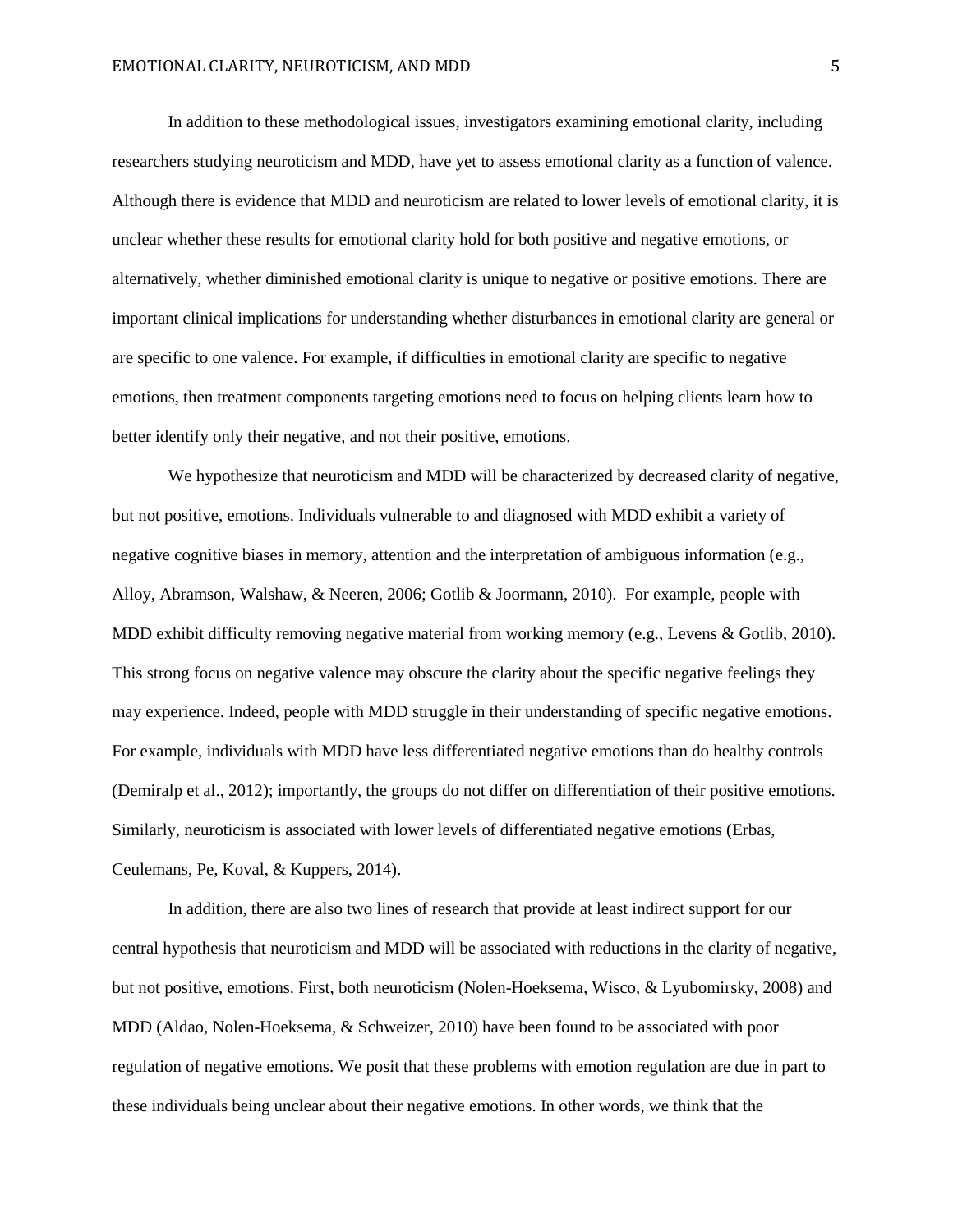In addition to these methodological issues, investigators examining emotional clarity, including researchers studying neuroticism and MDD, have yet to assess emotional clarity as a function of valence. Although there is evidence that MDD and neuroticism are related to lower levels of emotional clarity, it is unclear whether these results for emotional clarity hold for both positive and negative emotions, or alternatively, whether diminished emotional clarity is unique to negative or positive emotions. There are important clinical implications for understanding whether disturbances in emotional clarity are general or are specific to one valence. For example, if difficulties in emotional clarity are specific to negative emotions, then treatment components targeting emotions need to focus on helping clients learn how to better identify only their negative, and not their positive, emotions.

We hypothesize that neuroticism and MDD will be characterized by decreased clarity of negative, but not positive, emotions. Individuals vulnerable to and diagnosed with MDD exhibit a variety of negative cognitive biases in memory, attention and the interpretation of ambiguous information (e.g., Alloy, Abramson, Walshaw, & Neeren, 2006; Gotlib & Joormann, 2010). For example, people with MDD exhibit difficulty removing negative material from working memory (e.g., Levens & Gotlib, 2010). This strong focus on negative valence may obscure the clarity about the specific negative feelings they may experience. Indeed, people with MDD struggle in their understanding of specific negative emotions. For example, individuals with MDD have less differentiated negative emotions than do healthy controls (Demiralp et al., 2012); importantly, the groups do not differ on differentiation of their positive emotions. Similarly, neuroticism is associated with lower levels of differentiated negative emotions (Erbas, Ceulemans, Pe, Koval, & Kuppers, 2014).

In addition, there are also two lines of research that provide at least indirect support for our central hypothesis that neuroticism and MDD will be associated with reductions in the clarity of negative, but not positive, emotions. First, both neuroticism (Nolen-Hoeksema, Wisco, & Lyubomirsky, 2008) and MDD (Aldao, Nolen-Hoeksema, & Schweizer, 2010) have been found to be associated with poor regulation of negative emotions. We posit that these problems with emotion regulation are due in part to these individuals being unclear about their negative emotions. In other words, we think that the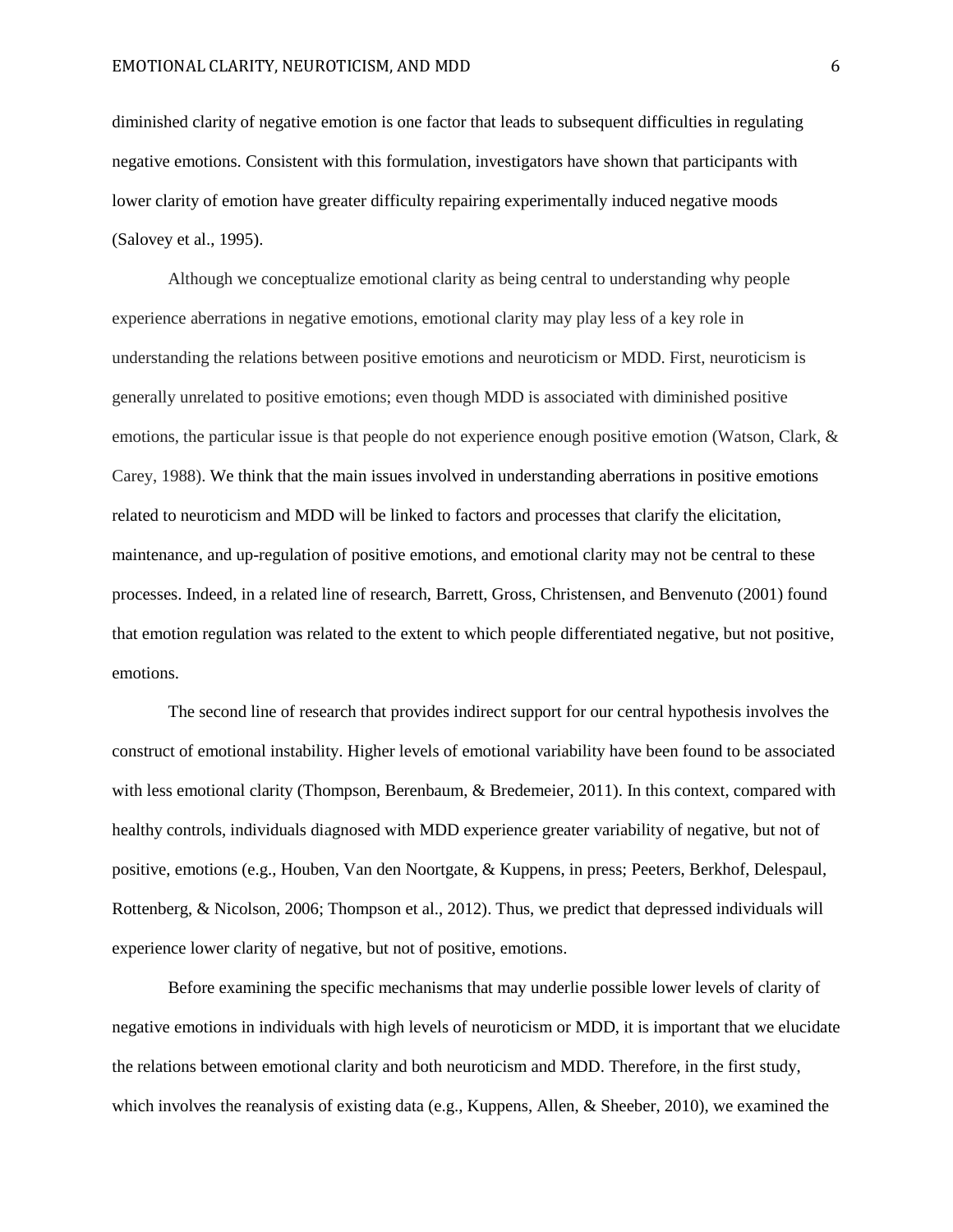diminished clarity of negative emotion is one factor that leads to subsequent difficulties in regulating negative emotions. Consistent with this formulation, investigators have shown that participants with lower clarity of emotion have greater difficulty repairing experimentally induced negative moods (Salovey et al., 1995).

Although we conceptualize emotional clarity as being central to understanding why people experience aberrations in negative emotions, emotional clarity may play less of a key role in understanding the relations between positive emotions and neuroticism or MDD. First, neuroticism is generally unrelated to positive emotions; even though MDD is associated with diminished positive emotions, the particular issue is that people do not experience enough positive emotion (Watson, Clark, & Carey, 1988). We think that the main issues involved in understanding aberrations in positive emotions related to neuroticism and MDD will be linked to factors and processes that clarify the elicitation, maintenance, and up-regulation of positive emotions, and emotional clarity may not be central to these processes. Indeed, in a related line of research, Barrett, Gross, Christensen, and Benvenuto (2001) found that emotion regulation was related to the extent to which people differentiated negative, but not positive, emotions.

The second line of research that provides indirect support for our central hypothesis involves the construct of emotional instability. Higher levels of emotional variability have been found to be associated with less emotional clarity (Thompson, Berenbaum, & Bredemeier, 2011). In this context, compared with healthy controls, individuals diagnosed with MDD experience greater variability of negative, but not of positive, emotions (e.g., Houben, Van den Noortgate, & Kuppens, in press; Peeters, Berkhof, Delespaul, Rottenberg, & Nicolson, 2006; Thompson et al., 2012). Thus, we predict that depressed individuals will experience lower clarity of negative, but not of positive, emotions.

Before examining the specific mechanisms that may underlie possible lower levels of clarity of negative emotions in individuals with high levels of neuroticism or MDD, it is important that we elucidate the relations between emotional clarity and both neuroticism and MDD. Therefore, in the first study, which involves the reanalysis of existing data (e.g., Kuppens, Allen, & Sheeber, 2010), we examined the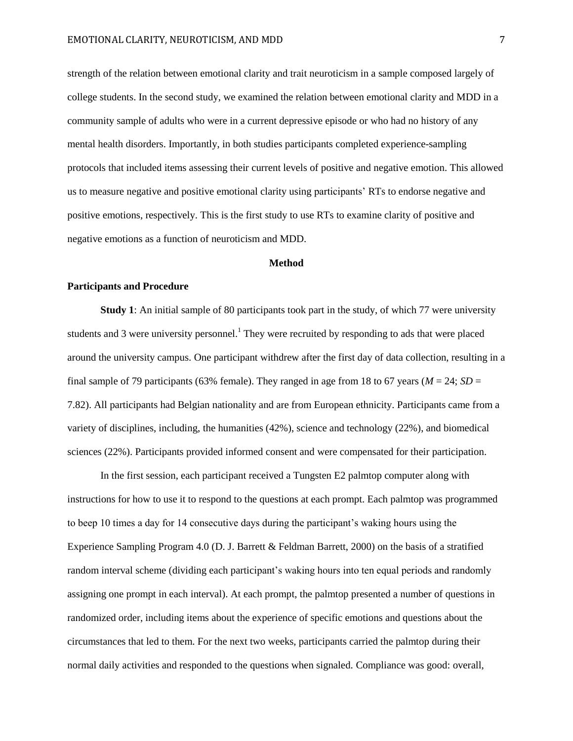strength of the relation between emotional clarity and trait neuroticism in a sample composed largely of college students. In the second study, we examined the relation between emotional clarity and MDD in a community sample of adults who were in a current depressive episode or who had no history of any mental health disorders. Importantly, in both studies participants completed experience-sampling protocols that included items assessing their current levels of positive and negative emotion. This allowed us to measure negative and positive emotional clarity using participants' RTs to endorse negative and positive emotions, respectively. This is the first study to use RTs to examine clarity of positive and negative emotions as a function of neuroticism and MDD.

## Method

### Participants and Procedure

**Study 1**: An initial sample of 80 participants took part in the study, of which 77 were university students and 3 were university personnel.[1] They were recruited by responding to ads that were placed around the university campus. One participant withdrew after the first day of data collection, resulting in a final sample of 79 participants (63% female). They ranged in age from 18 to 67 years (*M* = 24; *SD* = 7.82). All participants had Belgian nationality and are from European ethnicity. Participants came from a variety of disciplines, including, the humanities (42%), science and technology (22%), and biomedical sciences (22%). Participants provided informed consent and were compensated for their participation.

In the first session, each participant received a Tungsten E2 palmtop computer along with instructions for how to use it to respond to the questions at each prompt. Each palmtop was programmed to beep 10 times a day for 14 consecutive days during the participant's waking hours using the Experience Sampling Program 4.0 (D. J. Barrett & Feldman Barrett, 2000) on the basis of a stratified random interval scheme (dividing each participant's waking hours into ten equal periods and randomly assigning one prompt in each interval). At each prompt, the palmtop presented a number of questions in randomized order, including items about the experience of specific emotions and questions about the circumstances that led to them. For the next two weeks, participants carried the palmtop during their normal daily activities and responded to the questions when signaled. Compliance was good: overall,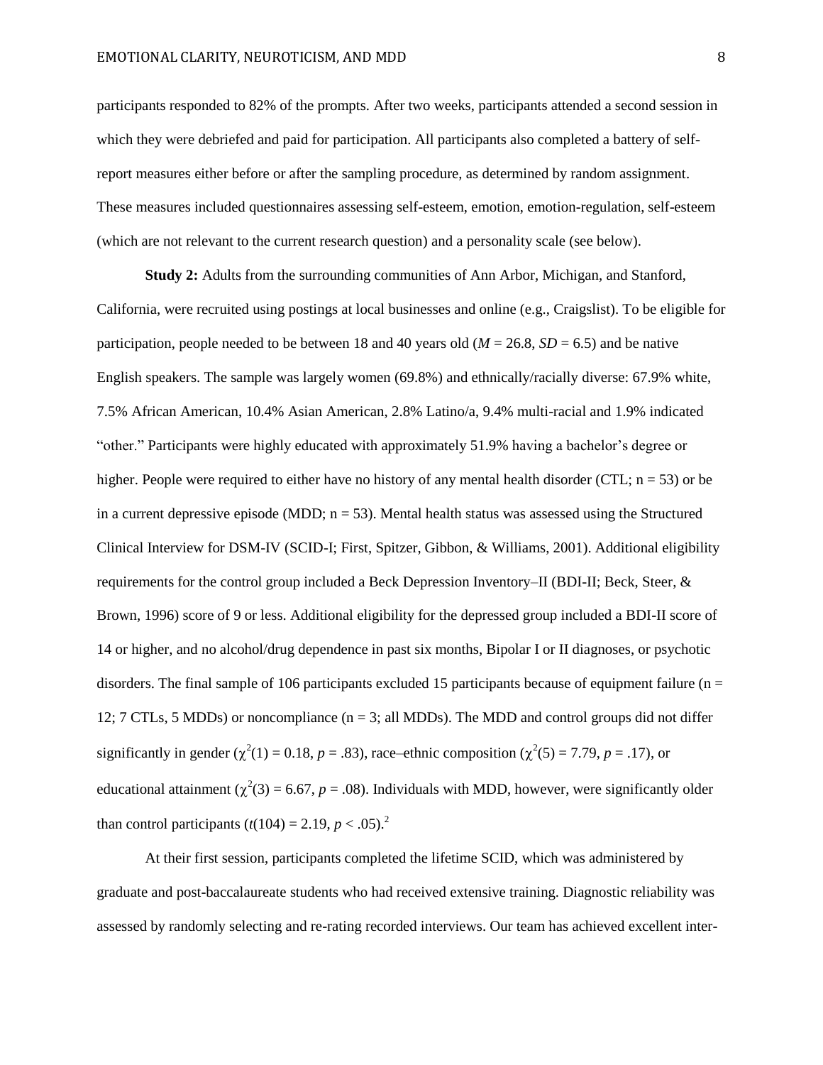participants responded to 82% of the prompts. After two weeks, participants attended a second session in which they were debriefed and paid for participation. All participants also completed a battery of self-report measures either before or after the sampling procedure, as determined by random assignment. These measures included questionnaires assessing self-esteem, emotion, emotion-regulation, self-esteem (which are not relevant to the current research question) and a personality scale (see below).

**Study 2:** Adults from the surrounding communities of Ann Arbor, Michigan, and Stanford, California, were recruited using postings at local businesses and online (e.g., Craigslist). To be eligible for participation, people needed to be between 18 and 40 years old ($M$ = 26.8, $SD$ = 6.5) and be native English speakers. The sample was largely women (69.8%) and ethnically/racially diverse: 67.9% white, 7.5% African American, 10.4% Asian American, 2.8% Latino/a, 9.4% multi-racial and 1.9% indicated "other." Participants were highly educated with approximately 51.9% having a bachelor's degree or higher. People were required to either have no history of any mental health disorder (CTL; n = 53) or be in a current depressive episode (MDD; n = 53). Mental health status was assessed using the Structured Clinical Interview for DSM-IV (SCID-I; First, Spitzer, Gibbon, & Williams, 2001). Additional eligibility requirements for the control group included a Beck Depression Inventory–II (BDI-II; Beck, Steer, & Brown, 1996) score of 9 or less. Additional eligibility for the depressed group included a BDI-II score of 14 or higher, and no alcohol/drug dependence in past six months, Bipolar I or II diagnoses, or psychotic disorders. The final sample of 106 participants excluded 15 participants because of equipment failure (n = 12; 7 CTLs, 5 MDDs) or noncompliance (n = 3; all MDDs). The MDD and control groups did not differ significantly in gender ($\chi^2(1) = 0.18$, $p = .83$), race–ethnic composition ($\chi^2(5) = 7.79$, $p = .17$), or educational attainment ($\chi^2(3) = 6.67$, $p = .08$). Individuals with MDD, however, were significantly older than control participants ($t(104) = 2.19$, $p < .05$).[2]

At their first session, participants completed the lifetime SCID, which was administered by graduate and post-baccalaureate students who had received extensive training. Diagnostic reliability was assessed by randomly selecting and re-rating recorded interviews. Our team has achieved excellent inter-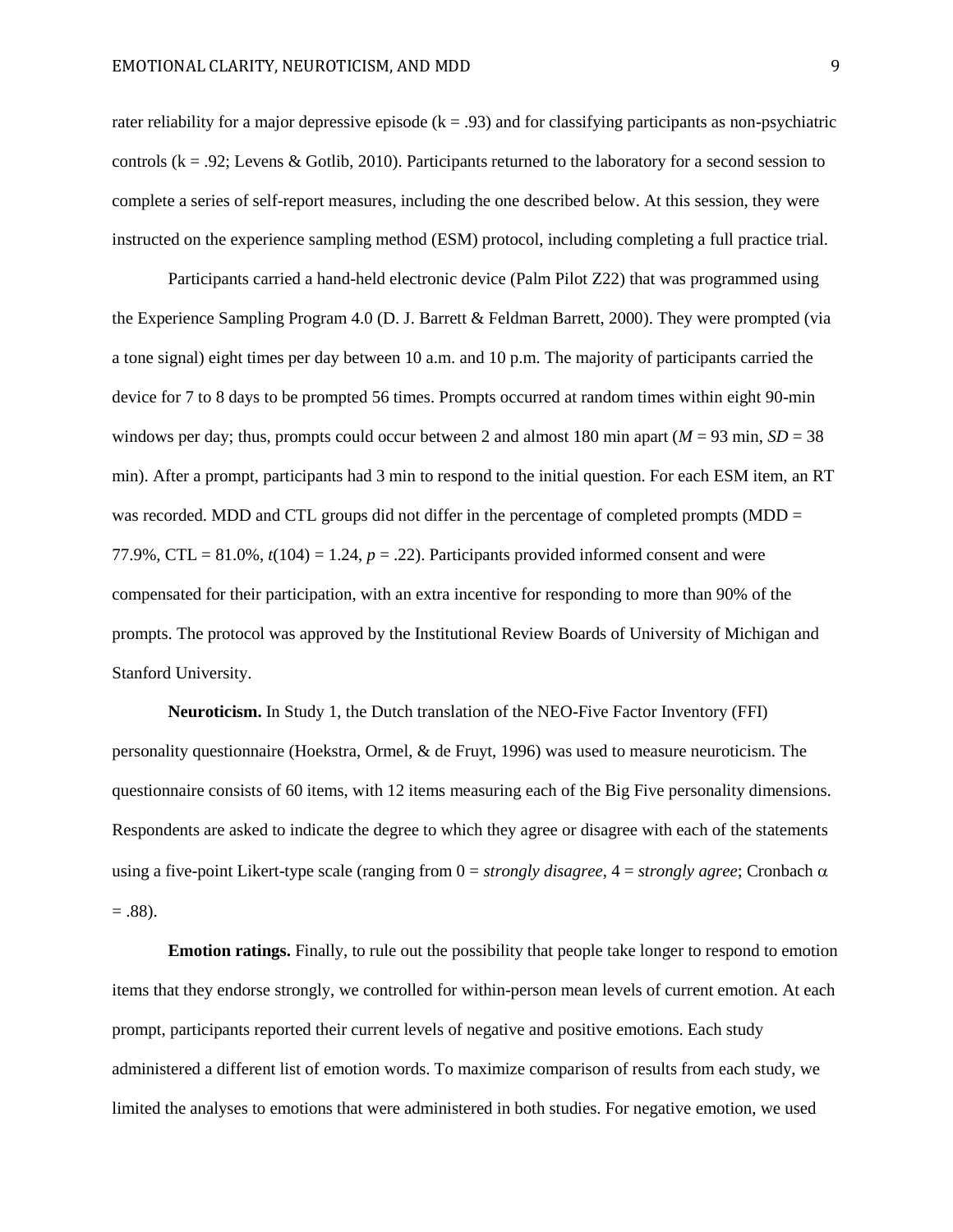rater reliability for a major depressive episode ($k = .93$) and for classifying participants as non-psychiatric controls ($k = .92$; Levens & Gotlib, 2010). Participants returned to the laboratory for a second session to complete a series of self-report measures, including the one described below. At this session, they were instructed on the experience sampling method (ESM) protocol, including completing a full practice trial.

Participants carried a hand-held electronic device (Palm Pilot Z22) that was programmed using the Experience Sampling Program 4.0 (D. J. Barrett & Feldman Barrett, 2000). They were prompted (via a tone signal) eight times per day between 10 a.m. and 10 p.m. The majority of participants carried the device for 7 to 8 days to be prompted 56 times. Prompts occurred at random times within eight 90-min windows per day; thus, prompts could occur between 2 and almost 180 min apart ($M = 93$ min, $SD = 38$ min). After a prompt, participants had 3 min to respond to the initial question. For each ESM item, an RT was recorded. MDD and CTL groups did not differ in the percentage of completed prompts (MDD = 77.9%, CTL = 81.0%, $t(104) = 1.24$, $p = .22$). Participants provided informed consent and were compensated for their participation, with an extra incentive for responding to more than 90% of the prompts. The protocol was approved by the Institutional Review Boards of University of Michigan and Stanford University.

**Neuroticism.** In Study 1, the Dutch translation of the NEO-Five Factor Inventory (FFI) personality questionnaire (Hoekstra, Ormel, & de Fruyt, 1996) was used to measure neuroticism. The questionnaire consists of 60 items, with 12 items measuring each of the Big Five personality dimensions. Respondents are asked to indicate the degree to which they agree or disagree with each of the statements using a five-point Likert-type scale (ranging from 0 = *strongly disagree*, 4 = *strongly agree*; Cronbach $\alpha = .88$).

**Emotion ratings.** Finally, to rule out the possibility that people take longer to respond to emotion items that they endorse strongly, we controlled for within-person mean levels of current emotion. At each prompt, participants reported their current levels of negative and positive emotions. Each study administered a different list of emotion words. To maximize comparison of results from each study, we limited the analyses to emotions that were administered in both studies. For negative emotion, we used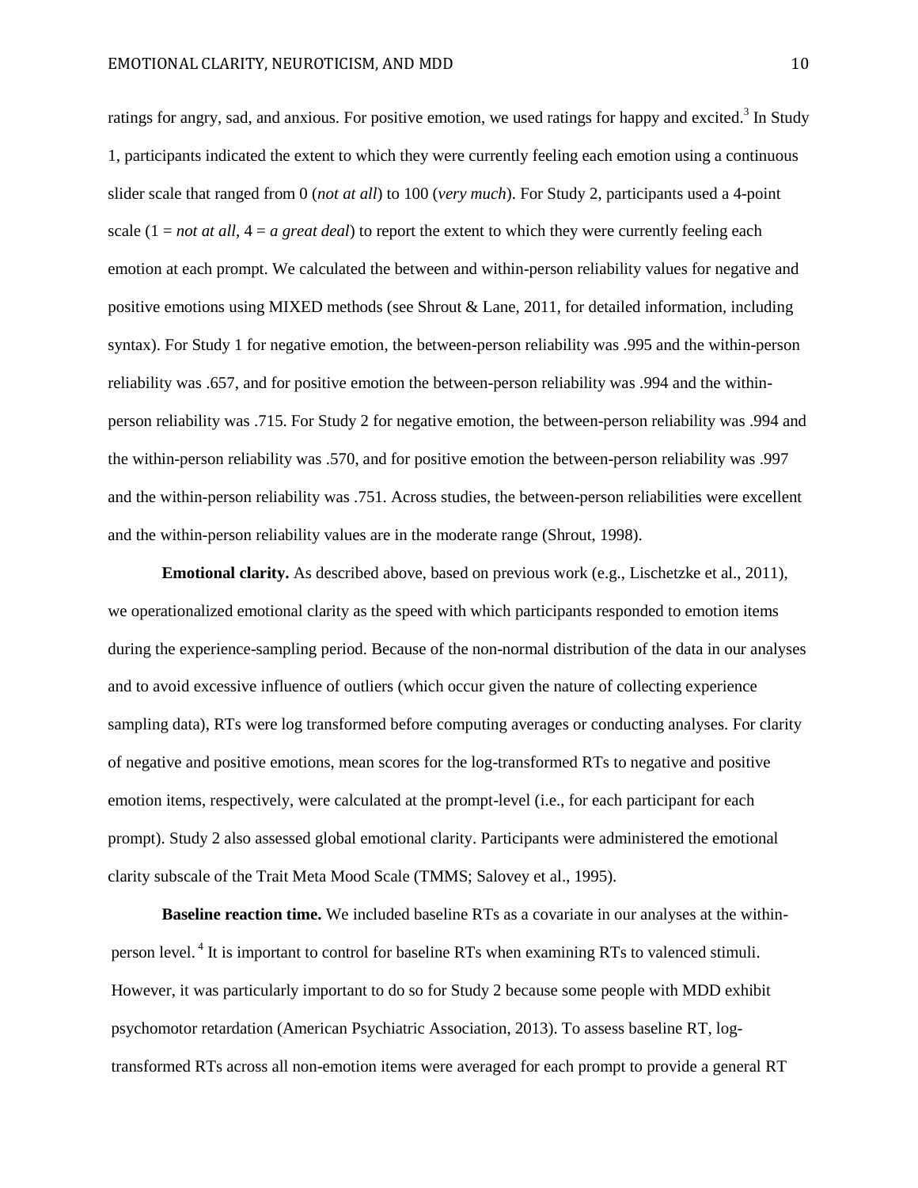ratings for angry, sad, and anxious. For positive emotion, we used ratings for happy and excited.[3] In Study 1, participants indicated the extent to which they were currently feeling each emotion using a continuous slider scale that ranged from 0 (*not at all*) to 100 (*very much*). For Study 2, participants used a 4-point scale (1 = *not at all*, 4 = *a great deal*) to report the extent to which they were currently feeling each emotion at each prompt. We calculated the between and within-person reliability values for negative and positive emotions using MIXED methods (see Shrout & Lane, 2011, for detailed information, including syntax). For Study 1 for negative emotion, the between-person reliability was .995 and the within-person reliability was .657, and for positive emotion the between-person reliability was .994 and the within-person reliability was .715. For Study 2 for negative emotion, the between-person reliability was .994 and the within-person reliability was .570, and for positive emotion the between-person reliability was .997 and the within-person reliability was .751. Across studies, the between-person reliabilities were excellent and the within-person reliability values are in the moderate range (Shrout, 1998).

**Emotional clarity.** As described above, based on previous work (e.g., Lischetzke et al., 2011), we operationalized emotional clarity as the speed with which participants responded to emotion items during the experience-sampling period. Because of the non-normal distribution of the data in our analyses and to avoid excessive influence of outliers (which occur given the nature of collecting experience sampling data), RTs were log transformed before computing averages or conducting analyses. For clarity of negative and positive emotions, mean scores for the log-transformed RTs to negative and positive emotion items, respectively, were calculated at the prompt-level (i.e., for each participant for each prompt). Study 2 also assessed global emotional clarity. Participants were administered the emotional clarity subscale of the Trait Meta Mood Scale (TMMS; Salovey et al., 1995).

**Baseline reaction time.** We included baseline RTs as a covariate in our analyses at the within-person level.[4] It is important to control for baseline RTs when examining RTs to valenced stimuli. However, it was particularly important to do so for Study 2 because some people with MDD exhibit psychomotor retardation (American Psychiatric Association, 2013). To assess baseline RT, log-transformed RTs across all non-emotion items were averaged for each prompt to provide a general RT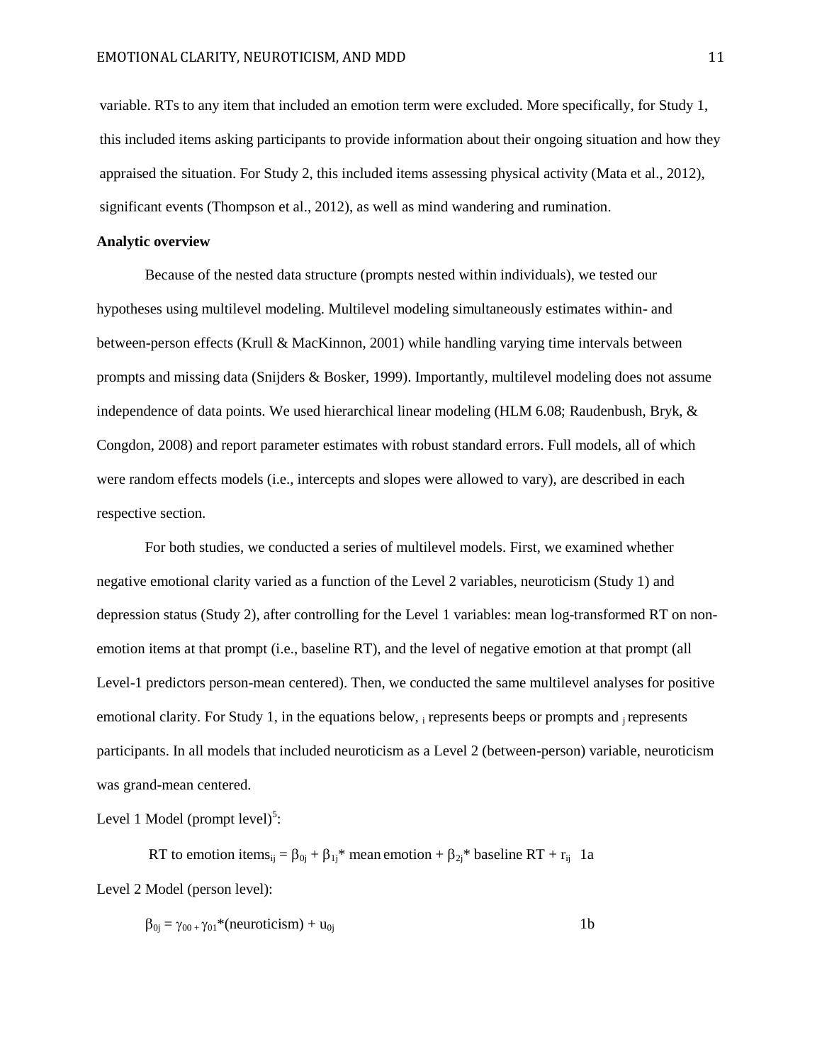variable. RTs to any item that included an emotion term were excluded. More specifically, for Study 1, this included items asking participants to provide information about their ongoing situation and how they appraised the situation. For Study 2, this included items assessing physical activity (Mata et al., 2012), significant events (Thompson et al., 2012), as well as mind wandering and rumination.

**Analytic overview**

Because of the nested data structure (prompts nested within individuals), we tested our hypotheses using multilevel modeling. Multilevel modeling simultaneously estimates within- and between-person effects (Krull & MacKinnon, 2001) while handling varying time intervals between prompts and missing data (Snijders & Bosker, 1999). Importantly, multilevel modeling does not assume independence of data points. We used hierarchical linear modeling (HLM 6.08; Raudenbush, Bryk, & Congdon, 2008) and report parameter estimates with robust standard errors. Full models, all of which were random effects models (i.e., intercepts and slopes were allowed to vary), are described in each respective section.

For both studies, we conducted a series of multilevel models. First, we examined whether negative emotional clarity varied as a function of the Level 2 variables, neuroticism (Study 1) and depression status (Study 2), after controlling for the Level 1 variables: mean log-transformed RT on non-emotion items at that prompt (i.e., baseline RT), and the level of negative emotion at that prompt (all Level-1 predictors person-mean centered). Then, we conducted the same multilevel analyses for positive emotional clarity. For Study 1, in the equations below, $_i$ represents beeps or prompts and $_j$ represents participants. In all models that included neuroticism as a Level 2 (between-person) variable, neuroticism was grand-mean centered.

Level 1 Model (prompt level)[5]:

$$\text{RT to emotion items}_{ij} = \beta_{0j} + \beta_{1j} * \text{mean emotion} + \beta_{2j} * \text{baseline RT} + r_{ij} \quad \text{1a}$$

Level 2 Model (person level):

$$\beta_{0j} = \gamma_{00} + \gamma_{01} * (\text{neuroticism}) + u_{0j} \quad \text{1b}$$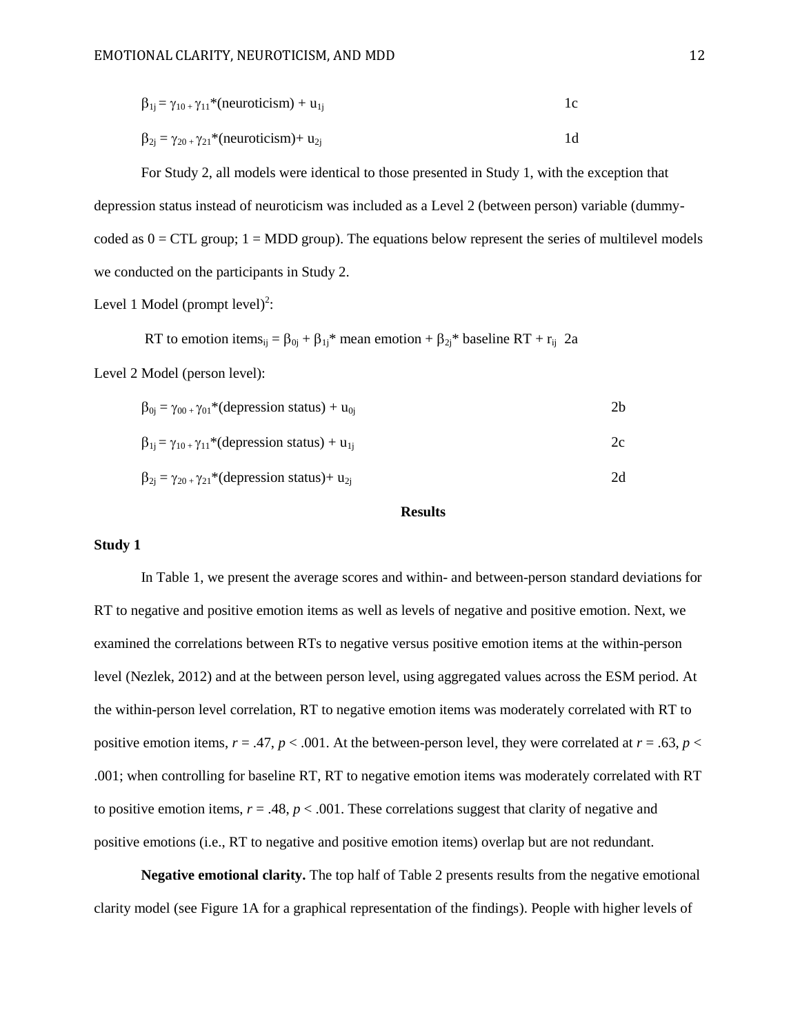$$\beta_{1j} = \gamma_{10} + \gamma_{11}*(\text{neuroticism}) + u_{1j} \quad \text{1c}$$

$$\beta_{2j} = \gamma_{20} + \gamma_{21}*(\text{neuroticism}) + u_{2j} \quad \text{1d}$$

For Study 2, all models were identical to those presented in Study 1, with the exception that depression status instead of neuroticism was included as a Level 2 (between person) variable (dummy-coded as 0 = CTL group; 1 = MDD group). The equations below represent the series of multilevel models we conducted on the participants in Study 2.

Level 1 Model (prompt level)[2]:

$$\text{RT to emotion items}_{ij} = \beta_{0j} + \beta_{1j}*\text{ mean emotion} + \beta_{2j}*\text{ baseline RT} + r_{ij} \quad \text{2a}$$

Level 2 Model (person level):

$$\beta_{0j} = \gamma_{00} + \gamma_{01}*(\text{depression status}) + u_{0j} \quad \text{2b}$$

$$\beta_{1j} = \gamma_{10} + \gamma_{11}*(\text{depression status}) + u_{1j} \quad \text{2c}$$

$$\beta_{2j} = \gamma_{20} + \gamma_{21}*(\text{depression status}) + u_{2j} \quad \text{2d}$$

## Results

### Study 1

In Table 1, we present the average scores and within- and between-person standard deviations for RT to negative and positive emotion items as well as levels of negative and positive emotion. Next, we examined the correlations between RTs to negative versus positive emotion items at the within-person level (Nezlek, 2012) and at the between person level, using aggregated values across the ESM period. At the within-person level correlation, RT to negative emotion items was moderately correlated with RT to positive emotion items, $r = .47$, $p < .001$. At the between-person level, they were correlated at $r = .63$, $p < .001$; when controlling for baseline RT, RT to negative emotion items was moderately correlated with RT to positive emotion items, $r = .48$, $p < .001$. These correlations suggest that clarity of negative and positive emotions (i.e., RT to negative and positive emotion items) overlap but are not redundant.

**Negative emotional clarity.** The top half of Table 2 presents results from the negative emotional clarity model (see Figure 1A for a graphical representation of the findings). People with higher levels of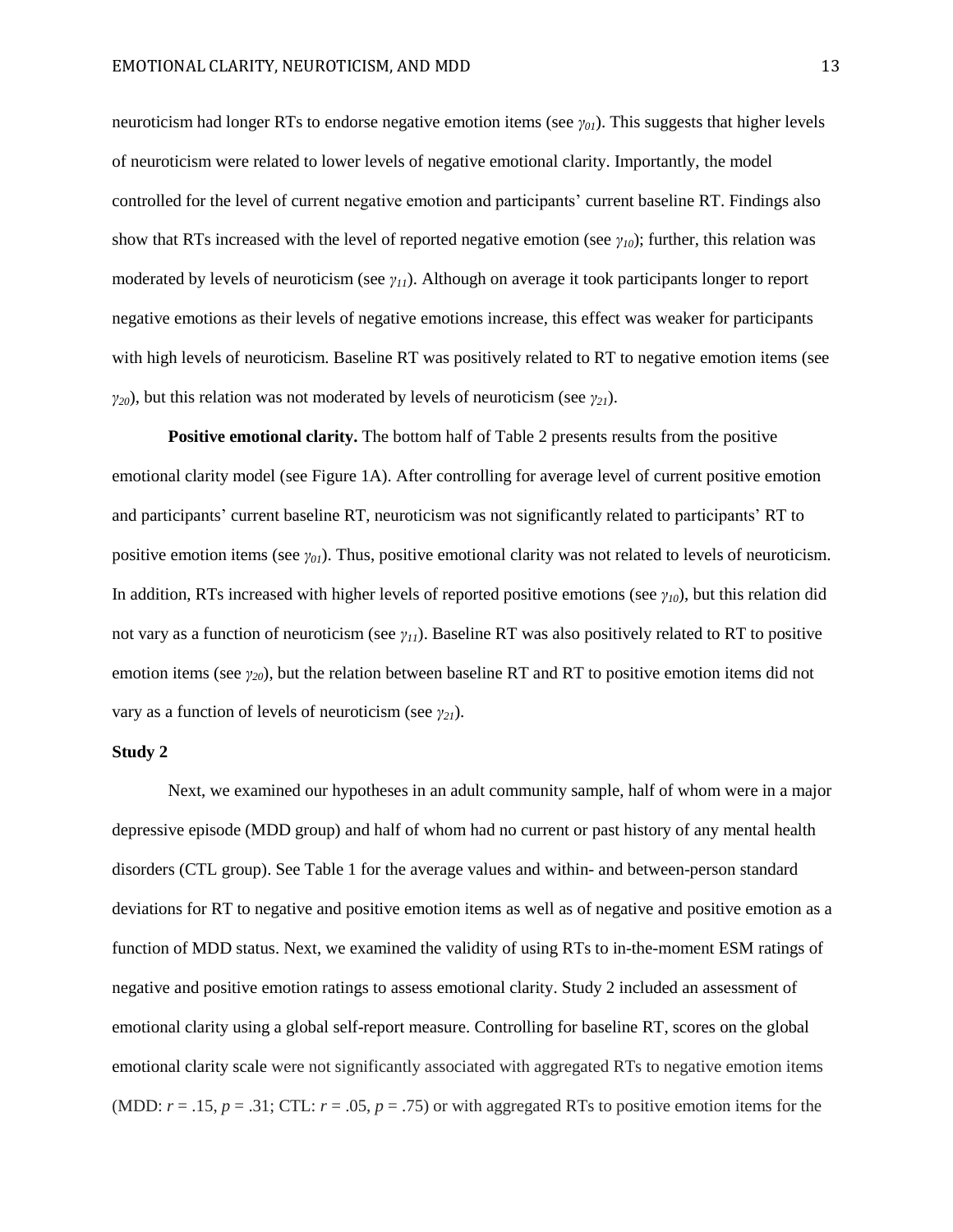neuroticism had longer RTs to endorse negative emotion items (see $\gamma_{01}$). This suggests that higher levels of neuroticism were related to lower levels of negative emotional clarity. Importantly, the model controlled for the level of current negative emotion and participants' current baseline RT. Findings also show that RTs increased with the level of reported negative emotion (see $\gamma_{10}$); further, this relation was moderated by levels of neuroticism (see $\gamma_{11}$). Although on average it took participants longer to report negative emotions as their levels of negative emotions increase, this effect was weaker for participants with high levels of neuroticism. Baseline RT was positively related to RT to negative emotion items (see $\gamma_{20}$), but this relation was not moderated by levels of neuroticism (see $\gamma_{21}$).

**Positive emotional clarity.** The bottom half of Table 2 presents results from the positive emotional clarity model (see Figure 1A). After controlling for average level of current positive emotion and participants' current baseline RT, neuroticism was not significantly related to participants' RT to positive emotion items (see $\gamma_{01}$). Thus, positive emotional clarity was not related to levels of neuroticism. In addition, RTs increased with higher levels of reported positive emotions (see $\gamma_{10}$), but this relation did not vary as a function of neuroticism (see $\gamma_{11}$). Baseline RT was also positively related to RT to positive emotion items (see $\gamma_{20}$), but the relation between baseline RT and RT to positive emotion items did not vary as a function of levels of neuroticism (see $\gamma_{21}$).

## Study 2

Next, we examined our hypotheses in an adult community sample, half of whom were in a major depressive episode (MDD group) and half of whom had no current or past history of any mental health disorders (CTL group). See Table 1 for the average values and within- and between-person standard deviations for RT to negative and positive emotion items as well as of negative and positive emotion as a function of MDD status. Next, we examined the validity of using RTs to in-the-moment ESM ratings of negative and positive emotion ratings to assess emotional clarity. Study 2 included an assessment of emotional clarity using a global self-report measure. Controlling for baseline RT, scores on the global emotional clarity scale were not significantly associated with aggregated RTs to negative emotion items (MDD: $r = .15$, $p = .31$; CTL: $r = .05$, $p = .75$) or with aggregated RTs to positive emotion items for the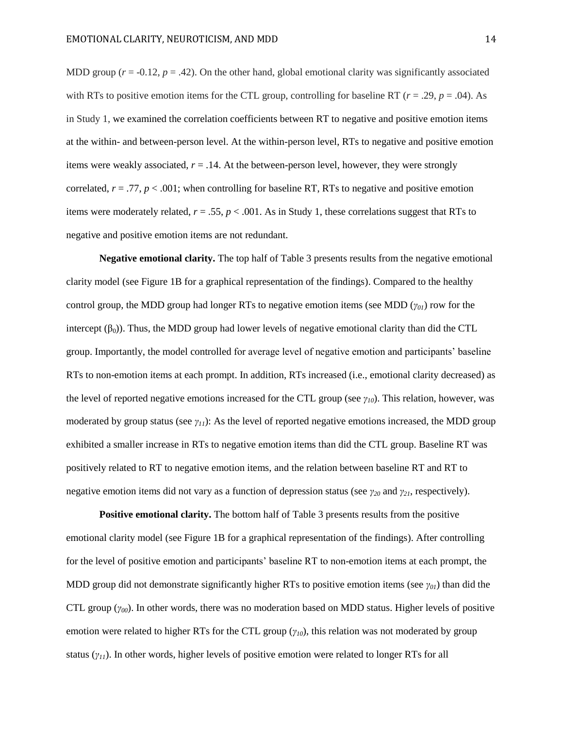MDD group ($r$ = -0.12, $p$ = .42). On the other hand, global emotional clarity was significantly associated with RTs to positive emotion items for the CTL group, controlling for baseline RT ($r$ = .29, $p$ = .04). As in Study 1, we examined the correlation coefficients between RT to negative and positive emotion items at the within- and between-person level. At the within-person level, RTs to negative and positive emotion items were weakly associated, $r$ = .14. At the between-person level, however, they were strongly correlated, $r$ = .77, $p$ < .001; when controlling for baseline RT, RTs to negative and positive emotion items were moderately related, $r$ = .55, $p$ < .001. As in Study 1, these correlations suggest that RTs to negative and positive emotion items are not redundant.

**Negative emotional clarity.** The top half of Table 3 presents results from the negative emotional clarity model (see Figure 1B for a graphical representation of the findings). Compared to the healthy control group, the MDD group had longer RTs to negative emotion items (see MDD ($\gamma_{01}$) row for the intercept ($\beta_0$)). Thus, the MDD group had lower levels of negative emotional clarity than did the CTL group. Importantly, the model controlled for average level of negative emotion and participants' baseline RTs to non-emotion items at each prompt. In addition, RTs increased (i.e., emotional clarity decreased) as the level of reported negative emotions increased for the CTL group (see $\gamma_{10}$). This relation, however, was moderated by group status (see $\gamma_{11}$): As the level of reported negative emotions increased, the MDD group exhibited a smaller increase in RTs to negative emotion items than did the CTL group. Baseline RT was positively related to RT to negative emotion items, and the relation between baseline RT and RT to negative emotion items did not vary as a function of depression status (see $\gamma_{20}$ and $\gamma_{21}$, respectively).

**Positive emotional clarity.** The bottom half of Table 3 presents results from the positive emotional clarity model (see Figure 1B for a graphical representation of the findings). After controlling for the level of positive emotion and participants' baseline RT to non-emotion items at each prompt, the MDD group did not demonstrate significantly higher RTs to positive emotion items (see $\gamma_{01}$) than did the CTL group ($\gamma_{00}$). In other words, there was no moderation based on MDD status. Higher levels of positive emotion were related to higher RTs for the CTL group ($\gamma_{10}$), this relation was not moderated by group status ($\gamma_{11}$). In other words, higher levels of positive emotion were related to longer RTs for all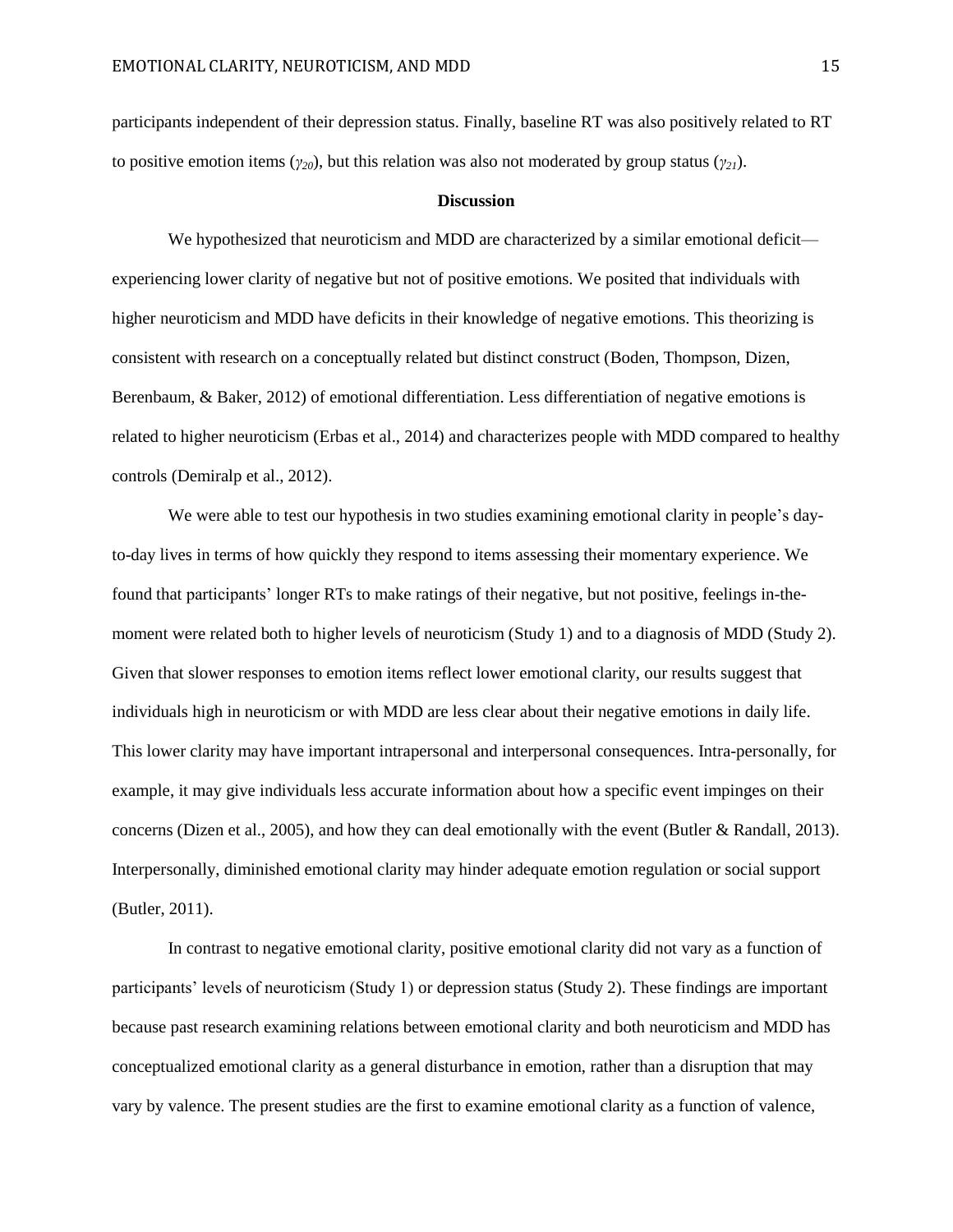participants independent of their depression status. Finally, baseline RT was also positively related to RT to positive emotion items ($\gamma_{20}$), but this relation was also not moderated by group status ($\gamma_{21}$).

## Discussion

We hypothesized that neuroticism and MDD are characterized by a similar emotional deficit—experiencing lower clarity of negative but not of positive emotions. We posited that individuals with higher neuroticism and MDD have deficits in their knowledge of negative emotions. This theorizing is consistent with research on a conceptually related but distinct construct (Boden, Thompson, Dizen, Berenbaum, & Baker, 2012) of emotional differentiation. Less differentiation of negative emotions is related to higher neuroticism (Erbas et al., 2014) and characterizes people with MDD compared to healthy controls (Demiralp et al., 2012).

We were able to test our hypothesis in two studies examining emotional clarity in people's day-to-day lives in terms of how quickly they respond to items assessing their momentary experience. We found that participants' longer RTs to make ratings of their negative, but not positive, feelings in-the-moment were related both to higher levels of neuroticism (Study 1) and to a diagnosis of MDD (Study 2). Given that slower responses to emotion items reflect lower emotional clarity, our results suggest that individuals high in neuroticism or with MDD are less clear about their negative emotions in daily life. This lower clarity may have important intrapersonal and interpersonal consequences. Intra-personally, for example, it may give individuals less accurate information about how a specific event impinges on their concerns (Dizen et al., 2005), and how they can deal emotionally with the event (Butler & Randall, 2013). Interpersonally, diminished emotional clarity may hinder adequate emotion regulation or social support (Butler, 2011).

In contrast to negative emotional clarity, positive emotional clarity did not vary as a function of participants' levels of neuroticism (Study 1) or depression status (Study 2). These findings are important because past research examining relations between emotional clarity and both neuroticism and MDD has conceptualized emotional clarity as a general disturbance in emotion, rather than a disruption that may vary by valence. The present studies are the first to examine emotional clarity as a function of valence,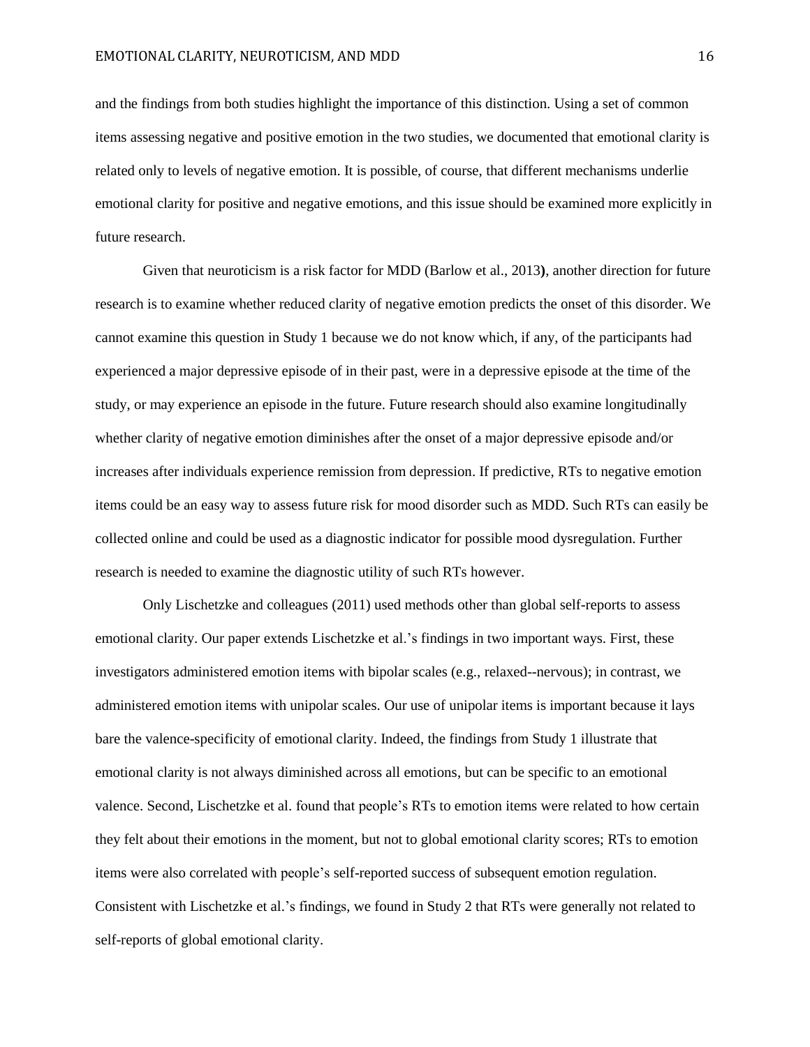and the findings from both studies highlight the importance of this distinction. Using a set of common items assessing negative and positive emotion in the two studies, we documented that emotional clarity is related only to levels of negative emotion. It is possible, of course, that different mechanisms underlie emotional clarity for positive and negative emotions, and this issue should be examined more explicitly in future research.

Given that neuroticism is a risk factor for MDD (Barlow et al., 2013**)**, another direction for future research is to examine whether reduced clarity of negative emotion predicts the onset of this disorder. We cannot examine this question in Study 1 because we do not know which, if any, of the participants had experienced a major depressive episode of in their past, were in a depressive episode at the time of the study, or may experience an episode in the future. Future research should also examine longitudinally whether clarity of negative emotion diminishes after the onset of a major depressive episode and/or increases after individuals experience remission from depression. If predictive, RTs to negative emotion items could be an easy way to assess future risk for mood disorder such as MDD. Such RTs can easily be collected online and could be used as a diagnostic indicator for possible mood dysregulation. Further research is needed to examine the diagnostic utility of such RTs however.

Only Lischetzke and colleagues (2011) used methods other than global self-reports to assess emotional clarity. Our paper extends Lischetzke et al.'s findings in two important ways. First, these investigators administered emotion items with bipolar scales (e.g., relaxed--nervous); in contrast, we administered emotion items with unipolar scales. Our use of unipolar items is important because it lays bare the valence-specificity of emotional clarity. Indeed, the findings from Study 1 illustrate that emotional clarity is not always diminished across all emotions, but can be specific to an emotional valence. Second, Lischetzke et al. found that people's RTs to emotion items were related to how certain they felt about their emotions in the moment, but not to global emotional clarity scores; RTs to emotion items were also correlated with people's self-reported success of subsequent emotion regulation. Consistent with Lischetzke et al.'s findings, we found in Study 2 that RTs were generally not related to self-reports of global emotional clarity.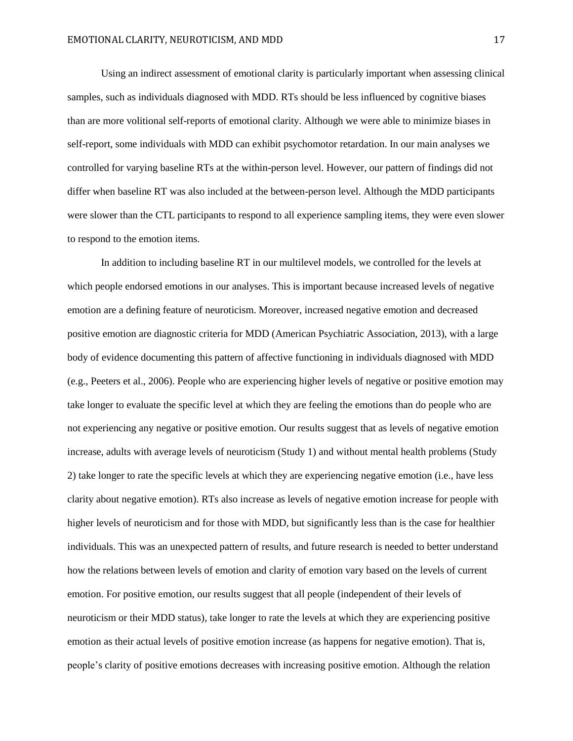Using an indirect assessment of emotional clarity is particularly important when assessing clinical samples, such as individuals diagnosed with MDD. RTs should be less influenced by cognitive biases than are more volitional self-reports of emotional clarity. Although we were able to minimize biases in self-report, some individuals with MDD can exhibit psychomotor retardation. In our main analyses we controlled for varying baseline RTs at the within-person level. However, our pattern of findings did not differ when baseline RT was also included at the between-person level. Although the MDD participants were slower than the CTL participants to respond to all experience sampling items, they were even slower to respond to the emotion items.

In addition to including baseline RT in our multilevel models, we controlled for the levels at which people endorsed emotions in our analyses. This is important because increased levels of negative emotion are a defining feature of neuroticism. Moreover, increased negative emotion and decreased positive emotion are diagnostic criteria for MDD (American Psychiatric Association, 2013), with a large body of evidence documenting this pattern of affective functioning in individuals diagnosed with MDD (e.g., Peeters et al., 2006). People who are experiencing higher levels of negative or positive emotion may take longer to evaluate the specific level at which they are feeling the emotions than do people who are not experiencing any negative or positive emotion. Our results suggest that as levels of negative emotion increase, adults with average levels of neuroticism (Study 1) and without mental health problems (Study 2) take longer to rate the specific levels at which they are experiencing negative emotion (i.e., have less clarity about negative emotion). RTs also increase as levels of negative emotion increase for people with higher levels of neuroticism and for those with MDD, but significantly less than is the case for healthier individuals. This was an unexpected pattern of results, and future research is needed to better understand how the relations between levels of emotion and clarity of emotion vary based on the levels of current emotion. For positive emotion, our results suggest that all people (independent of their levels of neuroticism or their MDD status), take longer to rate the levels at which they are experiencing positive emotion as their actual levels of positive emotion increase (as happens for negative emotion). That is, people's clarity of positive emotions decreases with increasing positive emotion. Although the relation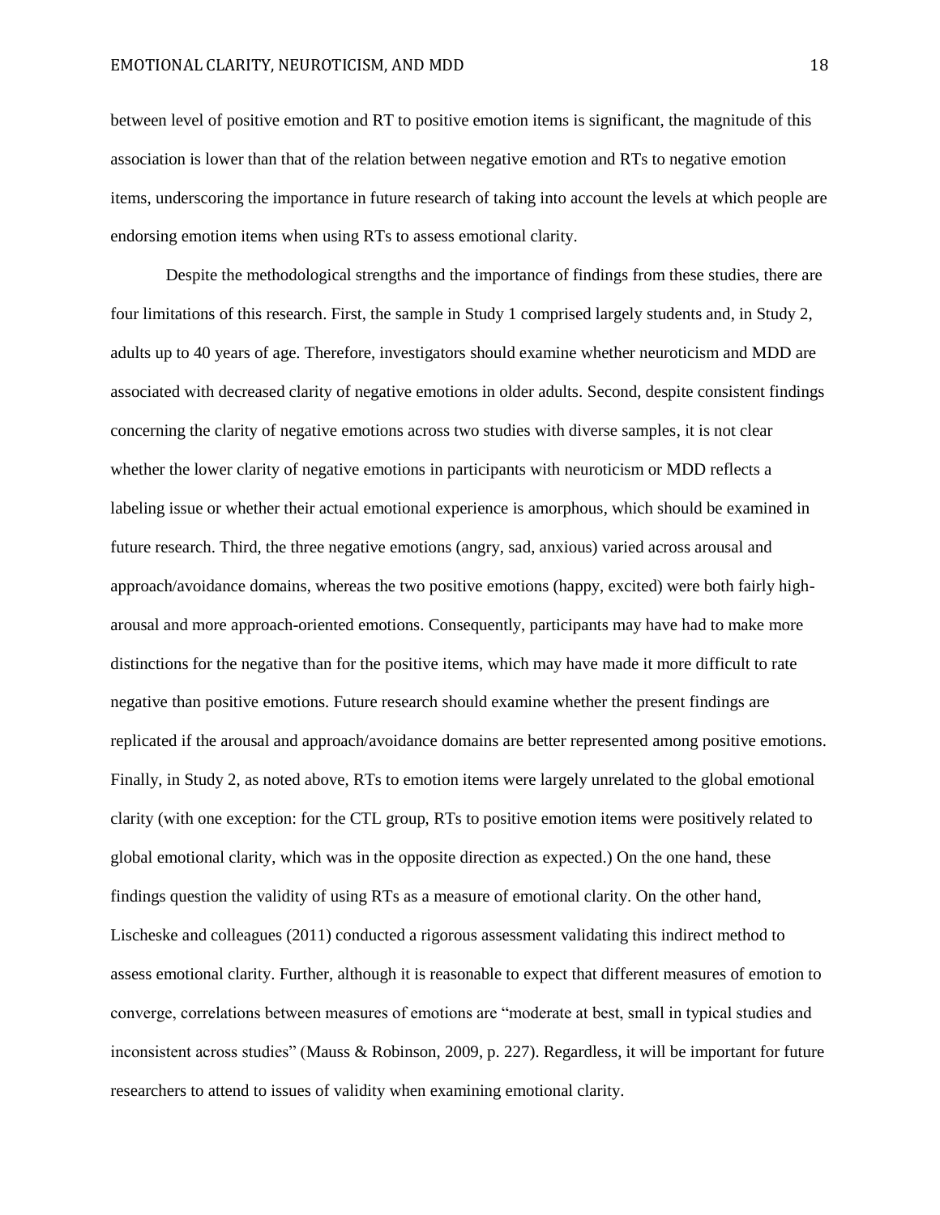between level of positive emotion and RT to positive emotion items is significant, the magnitude of this association is lower than that of the relation between negative emotion and RTs to negative emotion items, underscoring the importance in future research of taking into account the levels at which people are endorsing emotion items when using RTs to assess emotional clarity.

Despite the methodological strengths and the importance of findings from these studies, there are four limitations of this research. First, the sample in Study 1 comprised largely students and, in Study 2, adults up to 40 years of age. Therefore, investigators should examine whether neuroticism and MDD are associated with decreased clarity of negative emotions in older adults. Second, despite consistent findings concerning the clarity of negative emotions across two studies with diverse samples, it is not clear whether the lower clarity of negative emotions in participants with neuroticism or MDD reflects a labeling issue or whether their actual emotional experience is amorphous, which should be examined in future research. Third, the three negative emotions (angry, sad, anxious) varied across arousal and approach/avoidance domains, whereas the two positive emotions (happy, excited) were both fairly high-arousal and more approach-oriented emotions. Consequently, participants may have had to make more distinctions for the negative than for the positive items, which may have made it more difficult to rate negative than positive emotions. Future research should examine whether the present findings are replicated if the arousal and approach/avoidance domains are better represented among positive emotions. Finally, in Study 2, as noted above, RTs to emotion items were largely unrelated to the global emotional clarity (with one exception: for the CTL group, RTs to positive emotion items were positively related to global emotional clarity, which was in the opposite direction as expected.) On the one hand, these findings question the validity of using RTs as a measure of emotional clarity. On the other hand, Lischeske and colleagues (2011) conducted a rigorous assessment validating this indirect method to assess emotional clarity. Further, although it is reasonable to expect that different measures of emotion to converge, correlations between measures of emotions are "moderate at best, small in typical studies and inconsistent across studies" (Mauss & Robinson, 2009, p. 227). Regardless, it will be important for future researchers to attend to issues of validity when examining emotional clarity.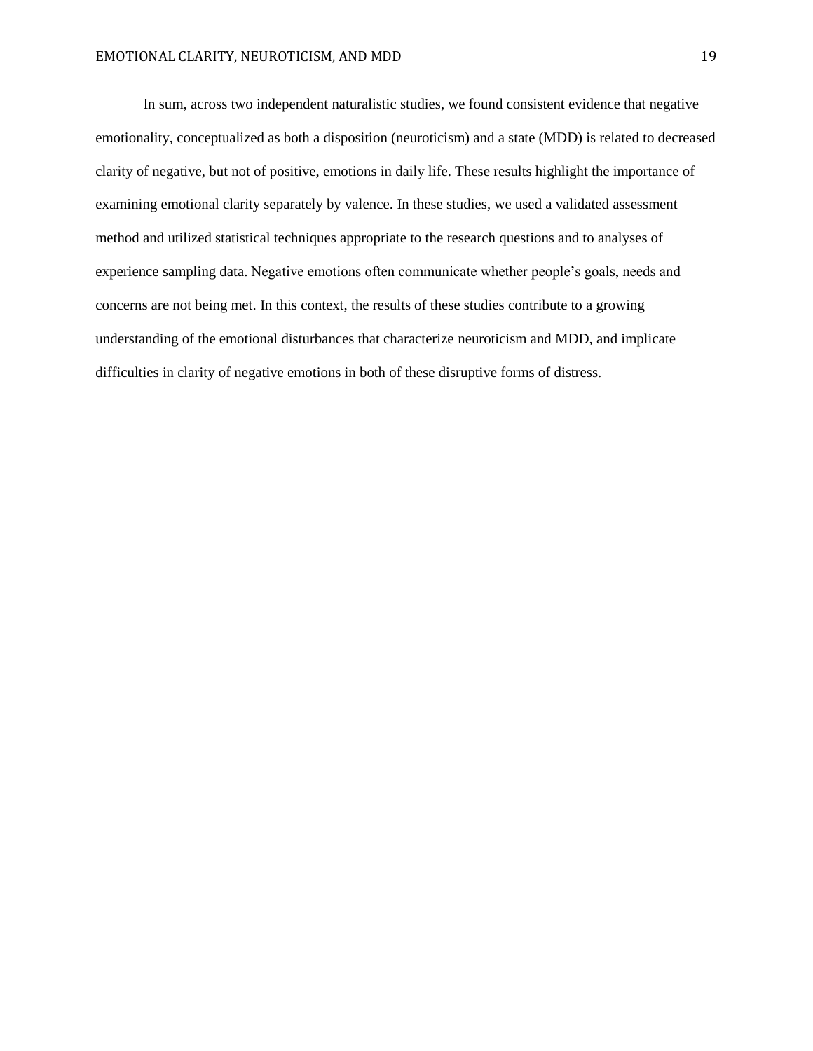In sum, across two independent naturalistic studies, we found consistent evidence that negative emotionality, conceptualized as both a disposition (neuroticism) and a state (MDD) is related to decreased clarity of negative, but not of positive, emotions in daily life. These results highlight the importance of examining emotional clarity separately by valence. In these studies, we used a validated assessment method and utilized statistical techniques appropriate to the research questions and to analyses of experience sampling data. Negative emotions often communicate whether people's goals, needs and concerns are not being met. In this context, the results of these studies contribute to a growing understanding of the emotional disturbances that characterize neuroticism and MDD, and implicate difficulties in clarity of negative emotions in both of these disruptive forms of distress.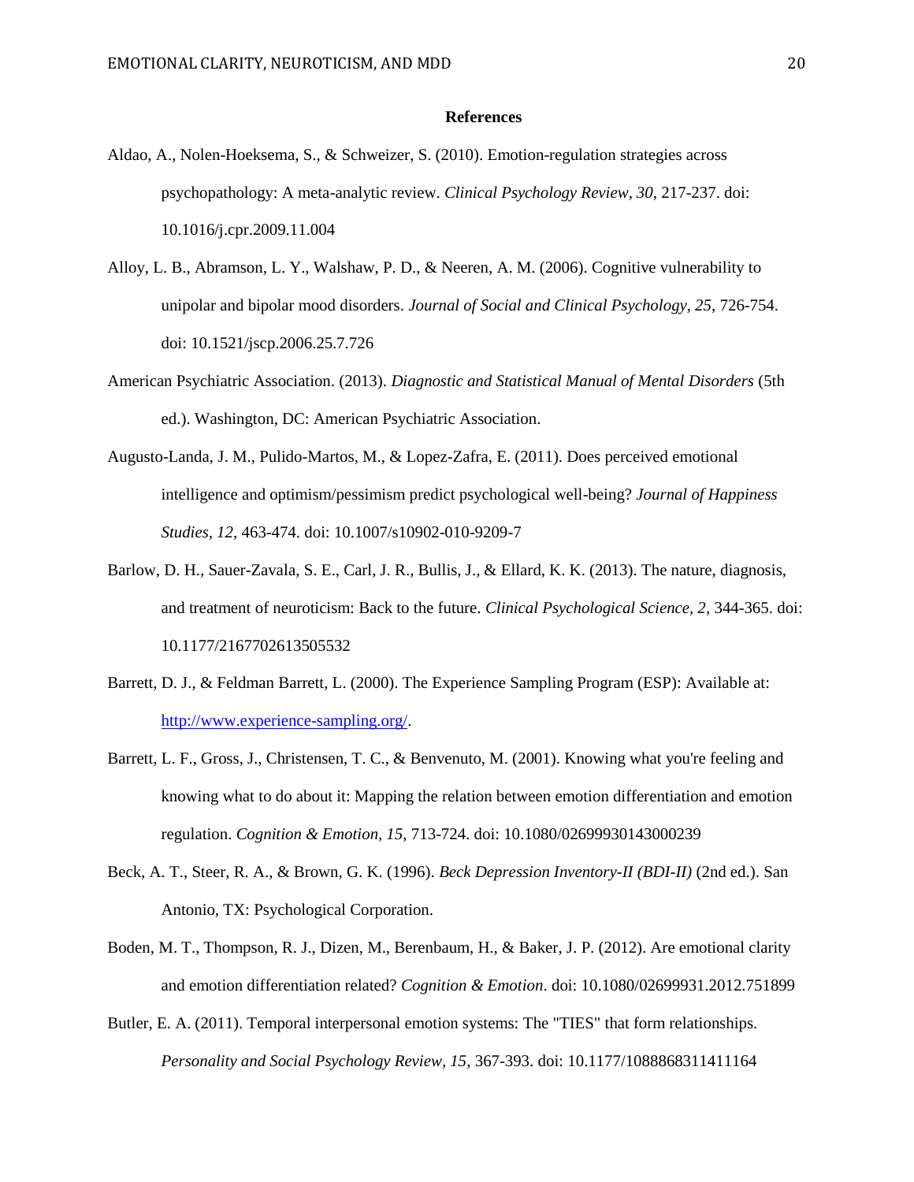## References

Aldao, A., Nolen-Hoeksema, S., & Schweizer, S. (2010). Emotion-regulation strategies across psychopathology: A meta-analytic review. *Clinical Psychology Review, 30*, 217-237. doi: 10.1016/j.cpr.2009.11.004

Alloy, L. B., Abramson, L. Y., Walshaw, P. D., & Neeren, A. M. (2006). Cognitive vulnerability to unipolar and bipolar mood disorders. *Journal of Social and Clinical Psychology, 25*, 726-754. doi: 10.1521/jscp.2006.25.7.726

American Psychiatric Association. (2013). *Diagnostic and Statistical Manual of Mental Disorders* (5th ed.). Washington, DC: American Psychiatric Association.

Augusto-Landa, J. M., Pulido-Martos, M., & Lopez-Zafra, E. (2011). Does perceived emotional intelligence and optimism/pessimism predict psychological well-being? *Journal of Happiness Studies, 12*, 463-474. doi: 10.1007/s10902-010-9209-7

Barlow, D. H., Sauer-Zavala, S. E., Carl, J. R., Bullis, J., & Ellard, K. K. (2013). The nature, diagnosis, and treatment of neuroticism: Back to the future. *Clinical Psychological Science, 2*, 344-365. doi: 10.1177/2167702613505532

Barrett, D. J., & Feldman Barrett, L. (2000). The Experience Sampling Program (ESP): Available at: http://www.experience-sampling.org/.

Barrett, L. F., Gross, J., Christensen, T. C., & Benvenuto, M. (2001). Knowing what you're feeling and knowing what to do about it: Mapping the relation between emotion differentiation and emotion regulation. *Cognition & Emotion, 15*, 713-724. doi: 10.1080/02699930143000239

Beck, A. T., Steer, R. A., & Brown, G. K. (1996). *Beck Depression Inventory-II (BDI-II)* (2nd ed.). San Antonio, TX: Psychological Corporation.

Boden, M. T., Thompson, R. J., Dizen, M., Berenbaum, H., & Baker, J. P. (2012). Are emotional clarity and emotion differentiation related? *Cognition & Emotion*. doi: 10.1080/02699931.2012.751899

Butler, E. A. (2011). Temporal interpersonal emotion systems: The "TIES" that form relationships. *Personality and Social Psychology Review, 15*, 367-393. doi: 10.1177/1088868311411164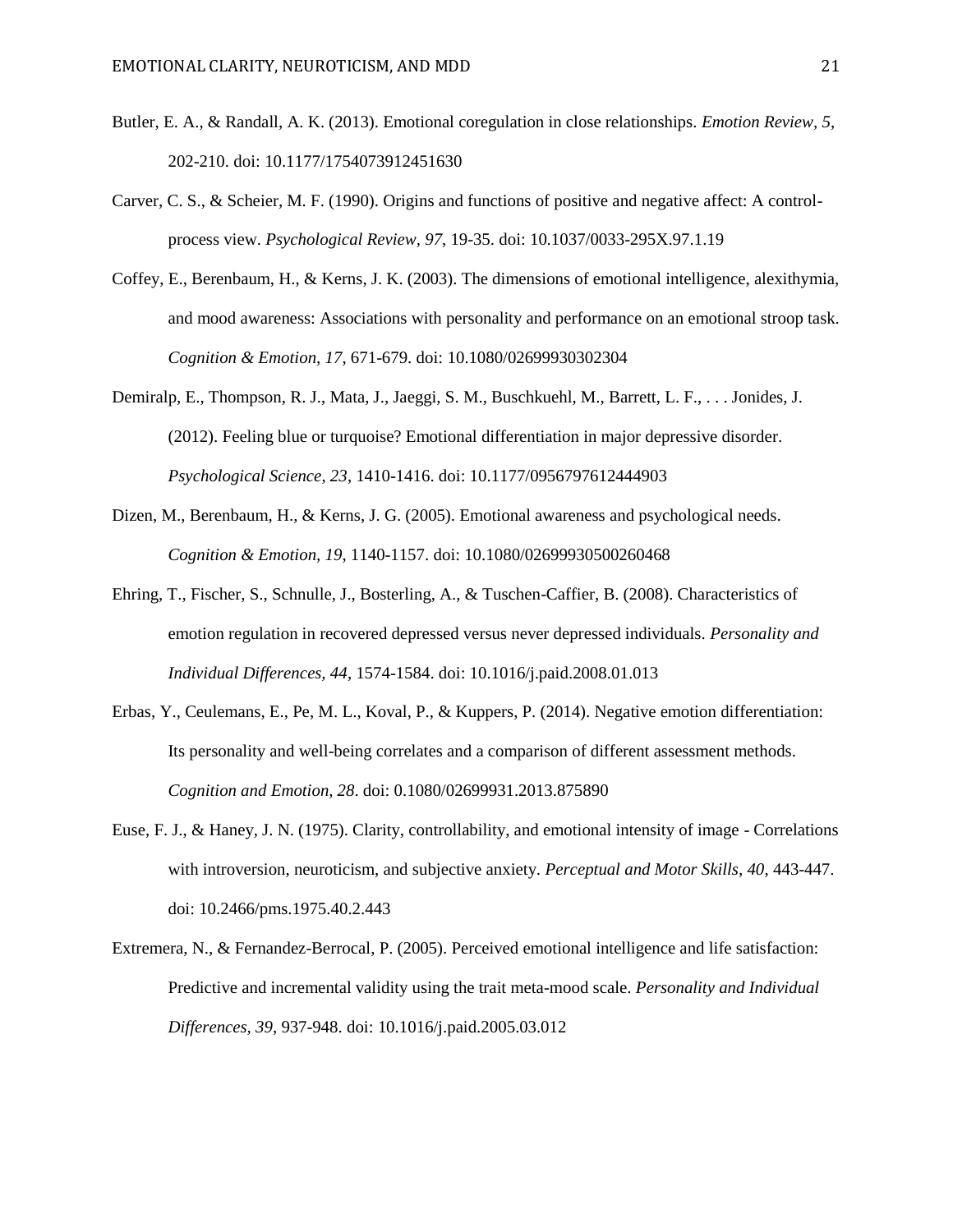Butler, E. A., & Randall, A. K. (2013). Emotional coregulation in close relationships. *Emotion Review*, *5*, 202-210. doi: 10.1177/1754073912451630

Carver, C. S., & Scheier, M. F. (1990). Origins and functions of positive and negative affect: A control-process view. *Psychological Review, 97*, 19-35. doi: 10.1037/0033-295X.97.1.19

Coffey, E., Berenbaum, H., & Kerns, J. K. (2003). The dimensions of emotional intelligence, alexithymia, and mood awareness: Associations with personality and performance on an emotional stroop task. *Cognition & Emotion*, *17*, 671-679. doi: 10.1080/02699930302304

Demiralp, E., Thompson, R. J., Mata, J., Jaeggi, S. M., Buschkuehl, M., Barrett, L. F., . . . Jonides, J. (2012). Feeling blue or turquoise? Emotional differentiation in major depressive disorder. *Psychological Science, 23*, 1410-1416. doi: 10.1177/0956797612444903

Dizen, M., Berenbaum, H., & Kerns, J. G. (2005). Emotional awareness and psychological needs. *Cognition & Emotion, 19*, 1140-1157. doi: 10.1080/02699930500260468

Ehring, T., Fischer, S., Schnulle, J., Bosterling, A., & Tuschen-Caffier, B. (2008). Characteristics of emotion regulation in recovered depressed versus never depressed individuals. *Personality and Individual Differences, 44*, 1574-1584. doi: 10.1016/j.paid.2008.01.013

Erbas, Y., Ceulemans, E., Pe, M. L., Koval, P., & Kuppers, P. (2014). Negative emotion differentiation: Its personality and well-being correlates and a comparison of different assessment methods. *Cognition and Emotion, 28*. doi: 0.1080/02699931.2013.875890

Euse, F. J., & Haney, J. N. (1975). Clarity, controllability, and emotional intensity of image - Correlations with introversion, neuroticism, and subjective anxiety. *Perceptual and Motor Skills, 40*, 443-447. doi: 10.2466/pms.1975.40.2.443

Extremera, N., & Fernandez-Berrocal, P. (2005). Perceived emotional intelligence and life satisfaction: Predictive and incremental validity using the trait meta-mood scale. *Personality and Individual Differences, 39*, 937-948. doi: 10.1016/j.paid.2005.03.012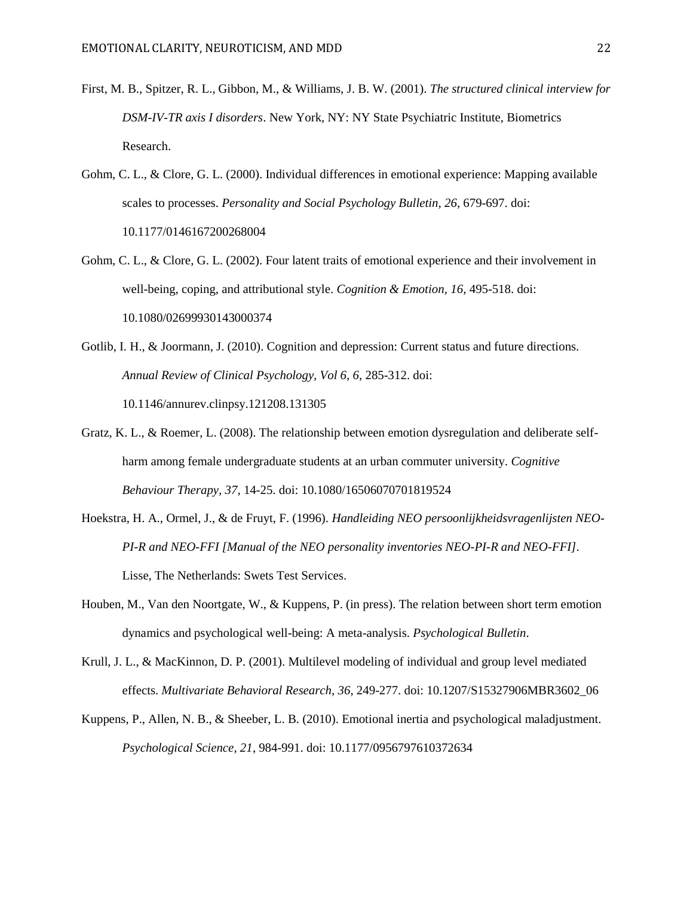First, M. B., Spitzer, R. L., Gibbon, M., & Williams, J. B. W. (2001). *The structured clinical interview for DSM-IV-TR axis I disorders*. New York, NY: NY State Psychiatric Institute, Biometrics Research.

Gohm, C. L., & Clore, G. L. (2000). Individual differences in emotional experience: Mapping available scales to processes. *Personality and Social Psychology Bulletin, 26*, 679-697. doi: 10.1177/0146167200268004

Gohm, C. L., & Clore, G. L. (2002). Four latent traits of emotional experience and their involvement in well-being, coping, and attributional style. *Cognition & Emotion, 16*, 495-518. doi: 10.1080/02699930143000374

Gotlib, I. H., & Joormann, J. (2010). Cognition and depression: Current status and future directions. *Annual Review of Clinical Psychology, Vol 6, 6*, 285-312. doi: 10.1146/annurev.clinpsy.121208.131305

Gratz, K. L., & Roemer, L. (2008). The relationship between emotion dysregulation and deliberate self-harm among female undergraduate students at an urban commuter university. *Cognitive Behaviour Therapy, 37*, 14-25. doi: 10.1080/16506070701819524

Hoekstra, H. A., Ormel, J., & de Fruyt, F. (1996). *Handleiding NEO persoonlijkheidsvragenlijsten NEO-PI-R and NEO-FFI [Manual of the NEO personality inventories NEO-PI-R and NEO-FFI]*. Lisse, The Netherlands: Swets Test Services.

Houben, M., Van den Noortgate, W., & Kuppens, P. (in press). The relation between short term emotion dynamics and psychological well-being: A meta-analysis. *Psychological Bulletin*.

Krull, J. L., & MacKinnon, D. P. (2001). Multilevel modeling of individual and group level mediated effects. *Multivariate Behavioral Research, 36*, 249-277. doi: 10.1207/S15327906MBR3602_06

Kuppens, P., Allen, N. B., & Sheeber, L. B. (2010). Emotional inertia and psychological maladjustment. *Psychological Science, 21*, 984-991. doi: 10.1177/0956797610372634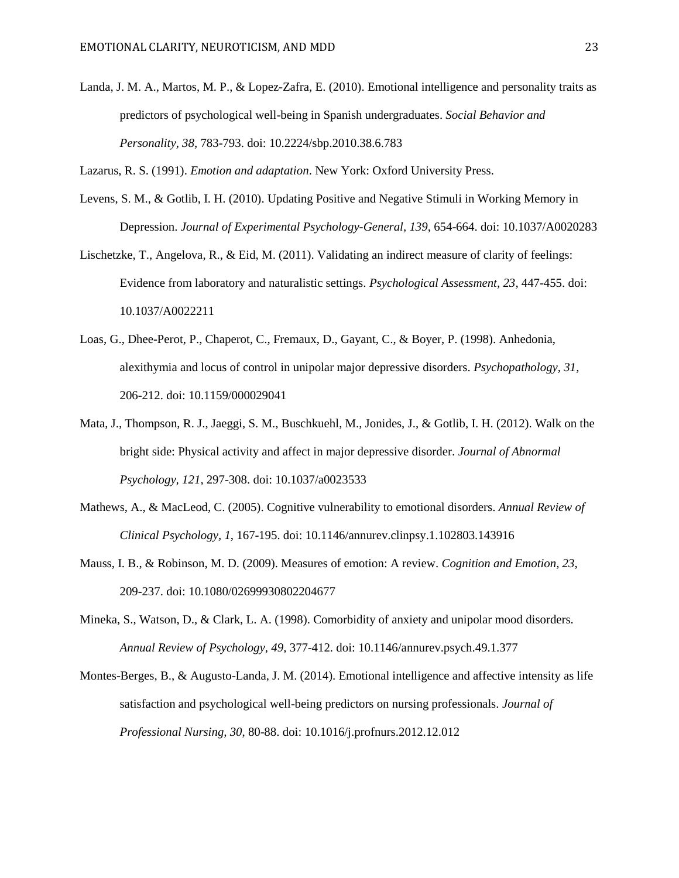Landa, J. M. A., Martos, M. P., & Lopez-Zafra, E. (2010). Emotional intelligence and personality traits as predictors of psychological well-being in Spanish undergraduates. *Social Behavior and Personality, 38*, 783-793. doi: 10.2224/sbp.2010.38.6.783

Lazarus, R. S. (1991). *Emotion and adaptation*. New York: Oxford University Press.

Levens, S. M., & Gotlib, I. H. (2010). Updating Positive and Negative Stimuli in Working Memory in Depression. *Journal of Experimental Psychology-General, 139*, 654-664. doi: 10.1037/A0020283

Lischetzke, T., Angelova, R., & Eid, M. (2011). Validating an indirect measure of clarity of feelings: Evidence from laboratory and naturalistic settings. *Psychological Assessment, 23*, 447-455. doi: 10.1037/A0022211

Loas, G., Dhee-Perot, P., Chaperot, C., Fremaux, D., Gayant, C., & Boyer, P. (1998). Anhedonia, alexithymia and locus of control in unipolar major depressive disorders. *Psychopathology, 31*, 206-212. doi: 10.1159/000029041

Mata, J., Thompson, R. J., Jaeggi, S. M., Buschkuehl, M., Jonides, J., & Gotlib, I. H. (2012). Walk on the bright side: Physical activity and affect in major depressive disorder. *Journal of Abnormal Psychology, 121*, 297-308. doi: 10.1037/a0023533

Mathews, A., & MacLeod, C. (2005). Cognitive vulnerability to emotional disorders. *Annual Review of Clinical Psychology, 1*, 167-195. doi: 10.1146/annurev.clinpsy.1.102803.143916

Mauss, I. B., & Robinson, M. D. (2009). Measures of emotion: A review. *Cognition and Emotion, 23*, 209-237. doi: 10.1080/02699930802204677

Mineka, S., Watson, D., & Clark, L. A. (1998). Comorbidity of anxiety and unipolar mood disorders. *Annual Review of Psychology, 49*, 377-412. doi: 10.1146/annurev.psych.49.1.377

Montes-Berges, B., & Augusto-Landa, J. M. (2014). Emotional intelligence and affective intensity as life satisfaction and psychological well-being predictors on nursing professionals. *Journal of Professional Nursing, 30*, 80-88. doi: 10.1016/j.profnurs.2012.12.012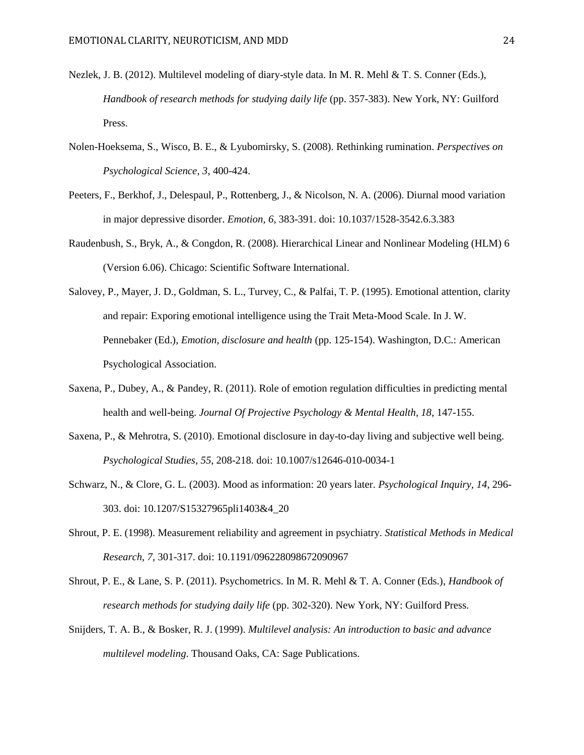Nezlek, J. B. (2012). Multilevel modeling of diary-style data. In M. R. Mehl & T. S. Conner (Eds.), *Handbook of research methods for studying daily life* (pp. 357-383). New York, NY: Guilford Press.

Nolen-Hoeksema, S., Wisco, B. E., & Lyubomirsky, S. (2008). Rethinking rumination. *Perspectives on Psychological Science, 3*, 400-424.

Peeters, F., Berkhof, J., Delespaul, P., Rottenberg, J., & Nicolson, N. A. (2006). Diurnal mood variation in major depressive disorder. *Emotion, 6*, 383-391. doi: 10.1037/1528-3542.6.3.383

Raudenbush, S., Bryk, A., & Congdon, R. (2008). Hierarchical Linear and Nonlinear Modeling (HLM) 6 (Version 6.06). Chicago: Scientific Software International.

Salovey, P., Mayer, J. D., Goldman, S. L., Turvey, C., & Palfai, T. P. (1995). Emotional attention, clarity and repair: Exporing emotional intelligence using the Trait Meta-Mood Scale. In J. W. Pennebaker (Ed.), *Emotion, disclosure and health* (pp. 125-154). Washington, D.C.: American Psychological Association.

Saxena, P., Dubey, A., & Pandey, R. (2011). Role of emotion regulation difficulties in predicting mental health and well-being. *Journal Of Projective Psychology & Mental Health, 18*, 147-155.

Saxena, P., & Mehrotra, S. (2010). Emotional disclosure in day-to-day living and subjective well being. *Psychological Studies, 55*, 208-218. doi: 10.1007/s12646-010-0034-1

Schwarz, N., & Clore, G. L. (2003). Mood as information: 20 years later. *Psychological Inquiry, 14*, 296-303. doi: 10.1207/S15327965pli1403&4_20

Shrout, P. E. (1998). Measurement reliability and agreement in psychiatry. *Statistical Methods in Medical Research, 7*, 301-317. doi: 10.1191/096228098672090967

Shrout, P. E., & Lane, S. P. (2011). Psychometrics. In M. R. Mehl & T. A. Conner (Eds.), *Handbook of research methods for studying daily life* (pp. 302-320). New York, NY: Guilford Press.

Snijders, T. A. B., & Bosker, R. J. (1999). *Multilevel analysis: An introduction to basic and advance multilevel modeling*. Thousand Oaks, CA: Sage Publications.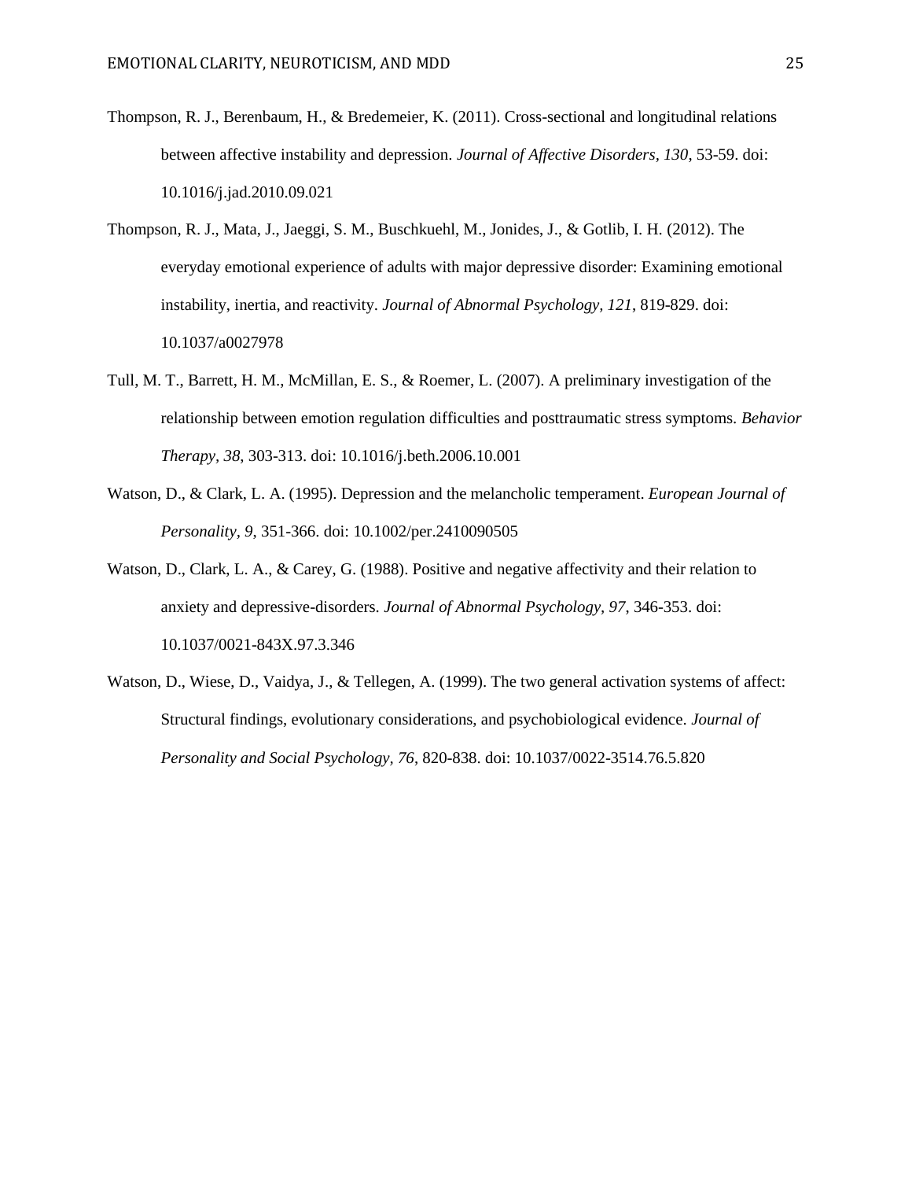Thompson, R. J., Berenbaum, H., & Bredemeier, K. (2011). Cross-sectional and longitudinal relations between affective instability and depression. *Journal of Affective Disorders*, *130*, 53-59. doi: 10.1016/j.jad.2010.09.021

Thompson, R. J., Mata, J., Jaeggi, S. M., Buschkuehl, M., Jonides, J., & Gotlib, I. H. (2012). The everyday emotional experience of adults with major depressive disorder: Examining emotional instability, inertia, and reactivity. *Journal of Abnormal Psychology, 121*, 819-829. doi: 10.1037/a0027978

Tull, M. T., Barrett, H. M., McMillan, E. S., & Roemer, L. (2007). A preliminary investigation of the relationship between emotion regulation difficulties and posttraumatic stress symptoms. *Behavior Therapy, 38*, 303-313. doi: 10.1016/j.beth.2006.10.001

Watson, D., & Clark, L. A. (1995). Depression and the melancholic temperament. *European Journal of Personality, 9*, 351-366. doi: 10.1002/per.2410090505

Watson, D., Clark, L. A., & Carey, G. (1988). Positive and negative affectivity and their relation to anxiety and depressive-disorders. *Journal of Abnormal Psychology, 97*, 346-353. doi: 10.1037/0021-843X.97.3.346

Watson, D., Wiese, D., Vaidya, J., & Tellegen, A. (1999). The two general activation systems of affect: Structural findings, evolutionary considerations, and psychobiological evidence. *Journal of Personality and Social Psychology, 76*, 820-838. doi: 10.1037/0022-3514.76.5.820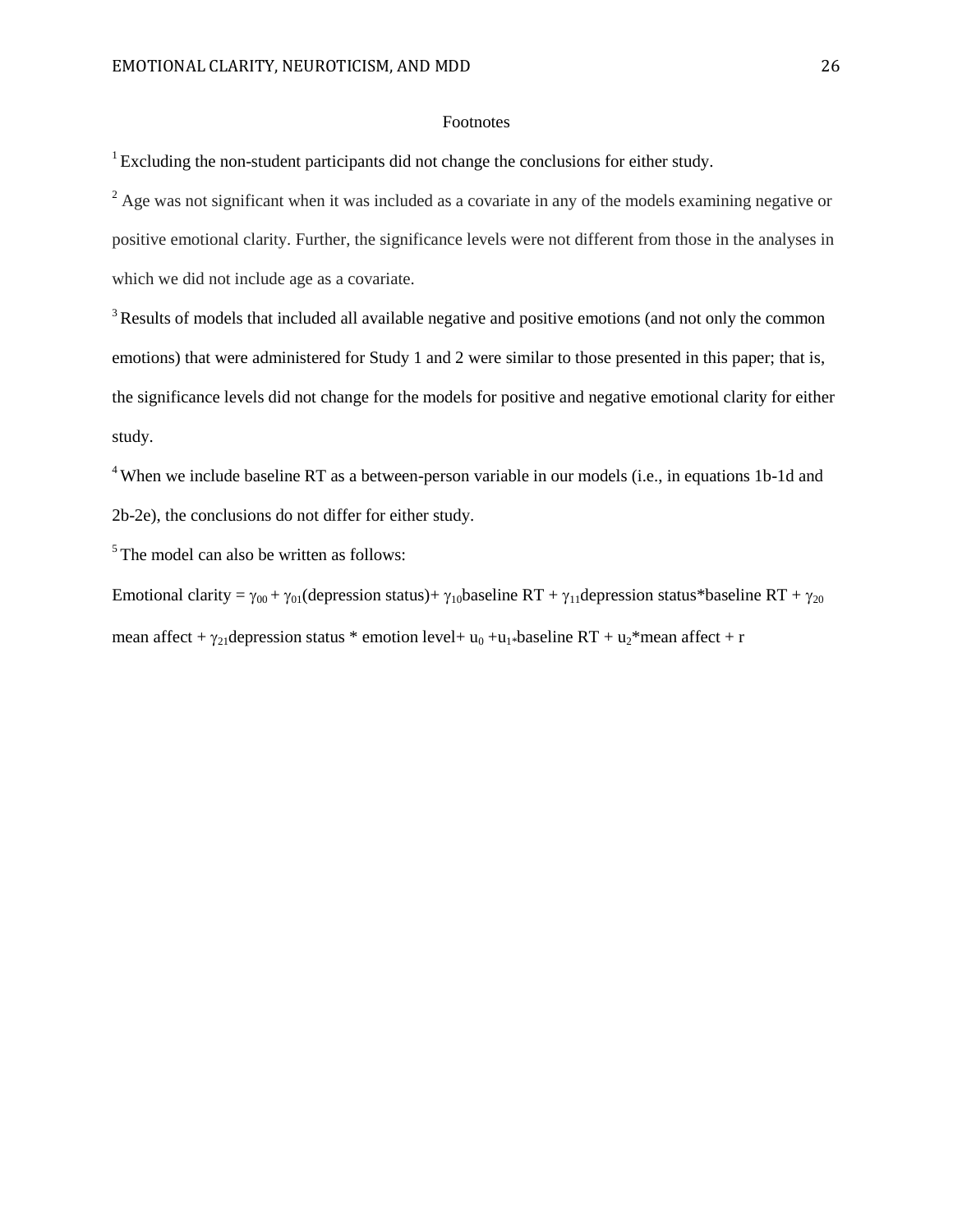# Footnotes

[1] Excluding the non-student participants did not change the conclusions for either study.

[2] Age was not significant when it was included as a covariate in any of the models examining negative or positive emotional clarity. Further, the significance levels were not different from those in the analyses in which we did not include age as a covariate.

[3] Results of models that included all available negative and positive emotions (and not only the common emotions) that were administered for Study 1 and 2 were similar to those presented in this paper; that is, the significance levels did not change for the models for positive and negative emotional clarity for either study.

[4] When we include baseline RT as a between-person variable in our models (i.e., in equations 1b-1d and 2b-2e), the conclusions do not differ for either study.

[5] The model can also be written as follows:

Emotional clarity = $\gamma_{00}$ + $\gamma_{01}$(depression status)+ $\gamma_{10}$baseline RT + $\gamma_{11}$depression status*baseline RT + $\gamma_{20}$ mean affect + $\gamma_{21}$depression status * emotion level+ $u_0$ +$u_{1*}$baseline RT + $u_2$*mean affect + r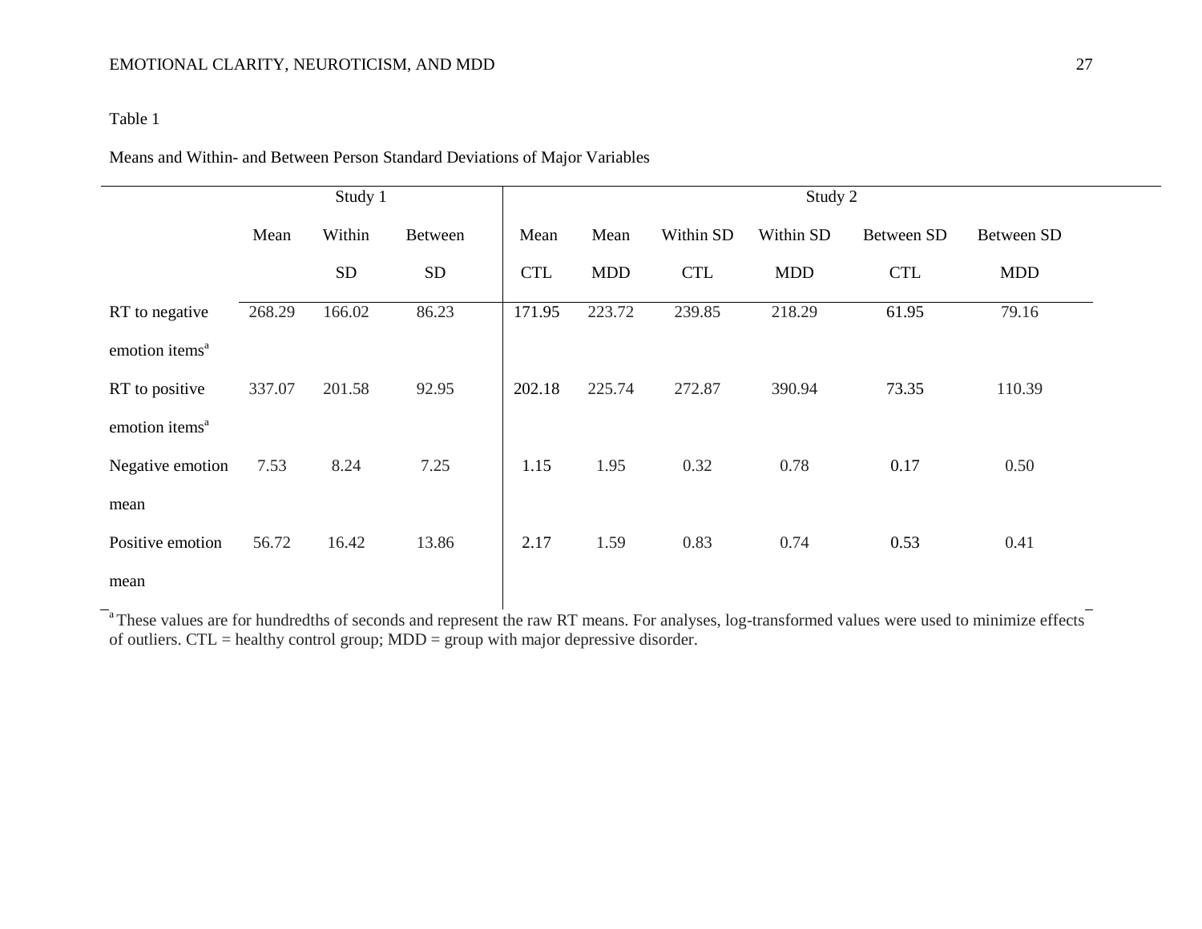Table 1

Means and Within- and Between Person Standard Deviations of Major Variables

| | Study 1 | | | Study 2 | | | | | |
|---|---|---|---|---|---|---|---|---|---|
| | Mean | Within SD | Between SD | Mean CTL | Mean MDD | Within SD CTL | Within SD MDD | Between SD CTL | Between SD MDD |
| RT to negative emotion items[a] | 268.29 | 166.02 | 86.23 | 171.95 | 223.72 | 239.85 | 218.29 | 61.95 | 79.16 |
| RT to positive emotion items[a] | 337.07 | 201.58 | 92.95 | 202.18 | 225.74 | 272.87 | 390.94 | 73.35 | 110.39 |
| Negative emotion mean | 7.53 | 8.24 | 7.25 | 1.15 | 1.95 | 0.32 | 0.78 | 0.17 | 0.50 |
| Positive emotion mean | 56.72 | 16.42 | 13.86 | 2.17 | 1.59 | 0.83 | 0.74 | 0.53 | 0.41 |

[a] These values are for hundredths of seconds and represent the raw RT means. For analyses, log-transformed values were used to minimize effects of outliers. CTL = healthy control group; MDD = group with major depressive disorder.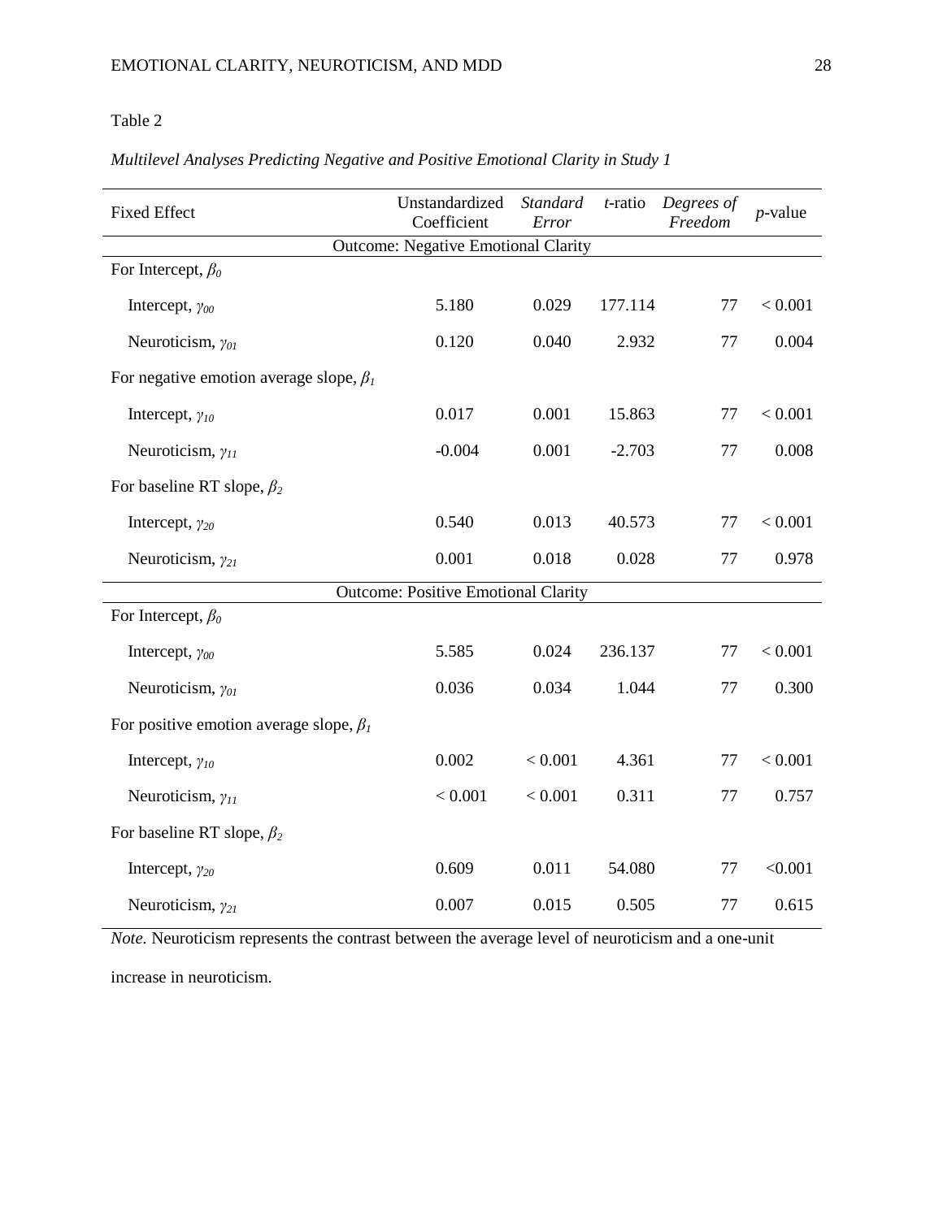Table 2

*Multilevel Analyses Predicting Negative and Positive Emotional Clarity in Study 1*

| Fixed Effect | Unstandardized Coefficient | *Standard Error* | *t*-ratio | *Degrees of Freedom* | *p*-value |
|---|---|---|---|---|---|
| **Outcome: Negative Emotional Clarity** | | | | | |
| For Intercept, $\beta_0$ | | | | | |
| Intercept, $\gamma_{00}$ | 5.180 | 0.029 | 177.114 | 77 | < 0.001 |
| Neuroticism, $\gamma_{01}$ | 0.120 | 0.040 | 2.932 | 77 | 0.004 |
| For negative emotion average slope, $\beta_1$ | | | | | |
| Intercept, $\gamma_{10}$ | 0.017 | 0.001 | 15.863 | 77 | < 0.001 |
| Neuroticism, $\gamma_{11}$ | -0.004 | 0.001 | -2.703 | 77 | 0.008 |
| For baseline RT slope, $\beta_2$ | | | | | |
| Intercept, $\gamma_{20}$ | 0.540 | 0.013 | 40.573 | 77 | < 0.001 |
| Neuroticism, $\gamma_{21}$ | 0.001 | 0.018 | 0.028 | 77 | 0.978 |
| **Outcome: Positive Emotional Clarity** | | | | | |
| For Intercept, $\beta_0$ | | | | | |
| Intercept, $\gamma_{00}$ | 5.585 | 0.024 | 236.137 | 77 | < 0.001 |
| Neuroticism, $\gamma_{01}$ | 0.036 | 0.034 | 1.044 | 77 | 0.300 |
| For positive emotion average slope, $\beta_1$ | | | | | |
| Intercept, $\gamma_{10}$ | 0.002 | < 0.001 | 4.361 | 77 | < 0.001 |
| Neuroticism, $\gamma_{11}$ | < 0.001 | < 0.001 | 0.311 | 77 | 0.757 |
| For baseline RT slope, $\beta_2$ | | | | | |
| Intercept, $\gamma_{20}$ | 0.609 | 0.011 | 54.080 | 77 | <0.001 |
| Neuroticism, $\gamma_{21}$ | 0.007 | 0.015 | 0.505 | 77 | 0.615 |

*Note.* Neuroticism represents the contrast between the average level of neuroticism and a one-unit increase in neuroticism.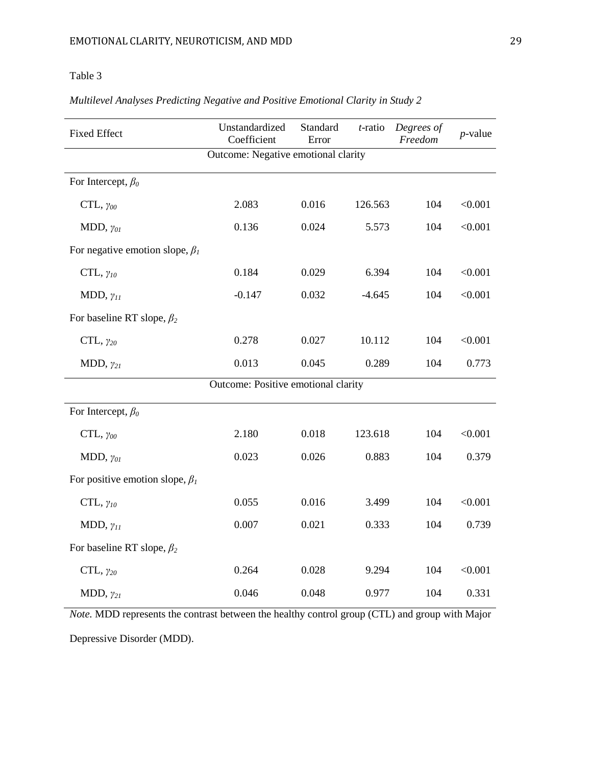Table 3

*Multilevel Analyses Predicting Negative and Positive Emotional Clarity in Study 2*

| Fixed Effect | Unstandardized Coefficient | Standard Error | *t*-ratio | *Degrees of Freedom* | *p*-value |
|---|---|---|---|---|---|
| **Outcome: Negative emotional clarity** | | | | | |
| For Intercept, $\beta_0$ | | | | | |
| CTL, $\gamma_{00}$ | 2.083 | 0.016 | 126.563 | 104 | <0.001 |
| MDD, $\gamma_{01}$ | 0.136 | 0.024 | 5.573 | 104 | <0.001 |
| For negative emotion slope, $\beta_1$ | | | | | |
| CTL, $\gamma_{10}$ | 0.184 | 0.029 | 6.394 | 104 | <0.001 |
| MDD, $\gamma_{11}$ | -0.147 | 0.032 | -4.645 | 104 | <0.001 |
| For baseline RT slope, $\beta_2$ | | | | | |
| CTL, $\gamma_{20}$ | 0.278 | 0.027 | 10.112 | 104 | <0.001 |
| MDD, $\gamma_{21}$ | 0.013 | 0.045 | 0.289 | 104 | 0.773 |
| **Outcome: Positive emotional clarity** | | | | | |
| For Intercept, $\beta_0$ | | | | | |
| CTL, $\gamma_{00}$ | 2.180 | 0.018 | 123.618 | 104 | <0.001 |
| MDD, $\gamma_{01}$ | 0.023 | 0.026 | 0.883 | 104 | 0.379 |
| For positive emotion slope, $\beta_1$ | | | | | |
| CTL, $\gamma_{10}$ | 0.055 | 0.016 | 3.499 | 104 | <0.001 |
| MDD, $\gamma_{11}$ | 0.007 | 0.021 | 0.333 | 104 | 0.739 |
| For baseline RT slope, $\beta_2$ | | | | | |
| CTL, $\gamma_{20}$ | 0.264 | 0.028 | 9.294 | 104 | <0.001 |
| MDD, $\gamma_{21}$ | 0.046 | 0.048 | 0.977 | 104 | 0.331 |

*Note.* MDD represents the contrast between the healthy control group (CTL) and group with Major Depressive Disorder (MDD).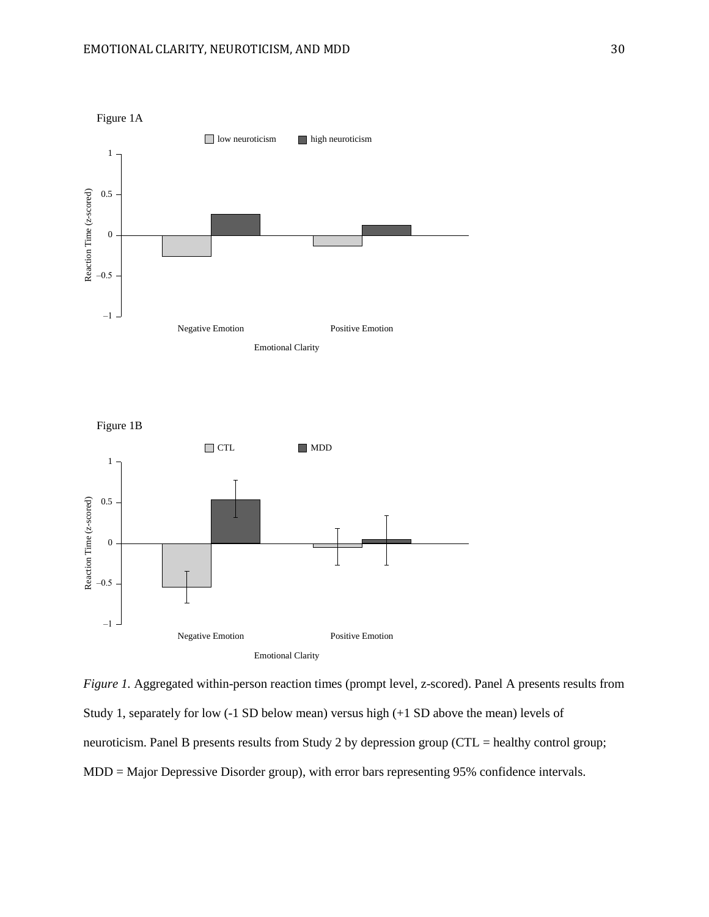Figure 1A

low neuroticism
high neuroticism

1
0.5
0
–0.5
–1

Reaction Time (z-scored)

Negative Emotion
Positive Emotion

Emotional Clarity

Figure 1B

CTL
MDD

1
0.5
0
–0.5
–1

Reaction Time (z-scored)

Negative Emotion
Positive Emotion

Emotional Clarity

*Figure 1.* Aggregated within-person reaction times (prompt level, z-scored). Panel A presents results from Study 1, separately for low (-1 SD below mean) versus high (+1 SD above the mean) levels of neuroticism. Panel B presents results from Study 2 by depression group (CTL = healthy control group; MDD = Major Depressive Disorder group), with error bars representing 95% confidence intervals.